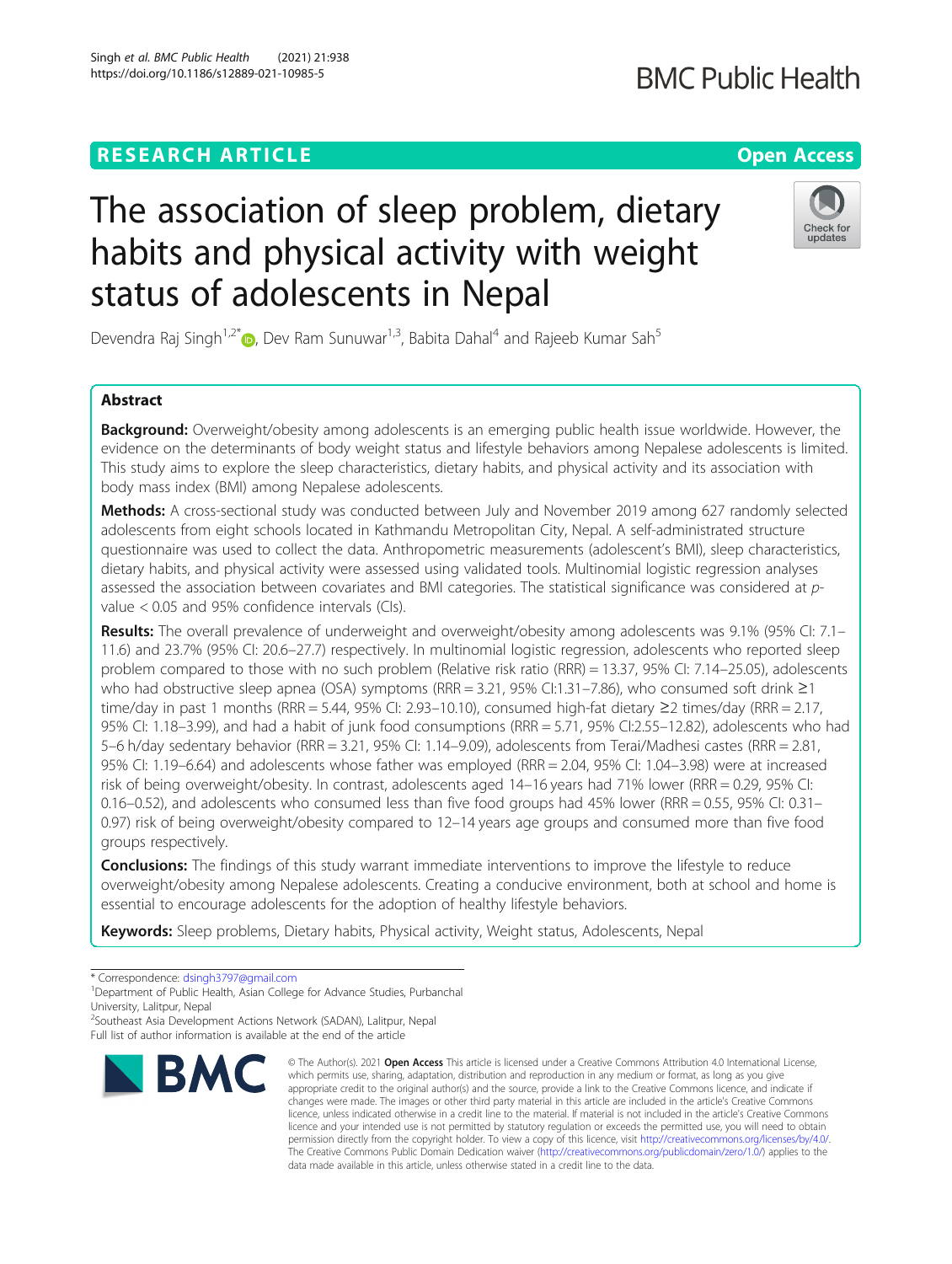RESEARCH ARTICLE

Open Access

# The association of sleep problem, dietary habits and physical activity with weight status of adolescents in Nepal

Devendra Raj Singh[1,2*], Dev Ram Sunuwar[1,3], Babita Dahal[4] and Rajeeb Kumar Sah[5]

## Abstract

**Background:** Overweight/obesity among adolescents is an emerging public health issue worldwide. However, the evidence on the determinants of body weight status and lifestyle behaviors among Nepalese adolescents is limited. This study aims to explore the sleep characteristics, dietary habits, and physical activity and its association with body mass index (BMI) among Nepalese adolescents.

**Methods:** A cross-sectional study was conducted between July and November 2019 among 627 randomly selected adolescents from eight schools located in Kathmandu Metropolitan City, Nepal. A self-administrated structure questionnaire was used to collect the data. Anthropometric measurements (adolescent's BMI), sleep characteristics, dietary habits, and physical activity were assessed using validated tools. Multinomial logistic regression analyses assessed the association between covariates and BMI categories. The statistical significance was considered at *p*-value < 0.05 and 95% confidence intervals (CIs).

**Results:** The overall prevalence of underweight and overweight/obesity among adolescents was 9.1% (95% CI: 7.1–11.6) and 23.7% (95% CI: 20.6–27.7) respectively. In multinomial logistic regression, adolescents who reported sleep problem compared to those with no such problem (Relative risk ratio (RRR) = 13.37, 95% CI: 7.14–25.05), adolescents who had obstructive sleep apnea (OSA) symptoms (RRR = 3.21, 95% CI:1.31–7.86), who consumed soft drink ≥1 time/day in past 1 months (RRR = 5.44, 95% CI: 2.93–10.10), consumed high-fat dietary ≥2 times/day (RRR = 2.17, 95% CI: 1.18–3.99), and had a habit of junk food consumptions (RRR = 5.71, 95% CI:2.55–12.82), adolescents who had 5–6 h/day sedentary behavior (RRR = 3.21, 95% CI: 1.14–9.09), adolescents from Terai/Madhesi castes (RRR = 2.81, 95% CI: 1.19–6.64) and adolescents whose father was employed (RRR = 2.04, 95% CI: 1.04–3.98) were at increased risk of being overweight/obesity. In contrast, adolescents aged 14–16 years had 71% lower (RRR = 0.29, 95% CI: 0.16–0.52), and adolescents who consumed less than five food groups had 45% lower (RRR = 0.55, 95% CI: 0.31–0.97) risk of being overweight/obesity compared to 12–14 years age groups and consumed more than five food groups respectively.

**Conclusions:** The findings of this study warrant immediate interventions to improve the lifestyle to reduce overweight/obesity among Nepalese adolescents. Creating a conducive environment, both at school and home is essential to encourage adolescents for the adoption of healthy lifestyle behaviors.

**Keywords:** Sleep problems, Dietary habits, Physical activity, Weight status, Adolescents, Nepal

\* Correspondence: dsingh3797@gmail.com
[1]Department of Public Health, Asian College for Advance Studies, Purbanchal University, Lalitpur, Nepal
[2]Southeast Asia Development Actions Network (SADAN), Lalitpur, Nepal
Full list of author information is available at the end of the article

© The Author(s). 2021 **Open Access** This article is licensed under a Creative Commons Attribution 4.0 International License, which permits use, sharing, adaptation, distribution and reproduction in any medium or format, as long as you give appropriate credit to the original author(s) and the source, provide a link to the Creative Commons licence, and indicate if changes were made. The images or other third party material in this article are included in the article's Creative Commons licence, unless indicated otherwise in a credit line to the material. If material is not included in the article's Creative Commons licence and your intended use is not permitted by statutory regulation or exceeds the permitted use, you will need to obtain permission directly from the copyright holder. To view a copy of this licence, visit http://creativecommons.org/licenses/by/4.0/. The Creative Commons Public Domain Dedication waiver (http://creativecommons.org/publicdomain/zero/1.0/) applies to the data made available in this article, unless otherwise stated in a credit line to the data.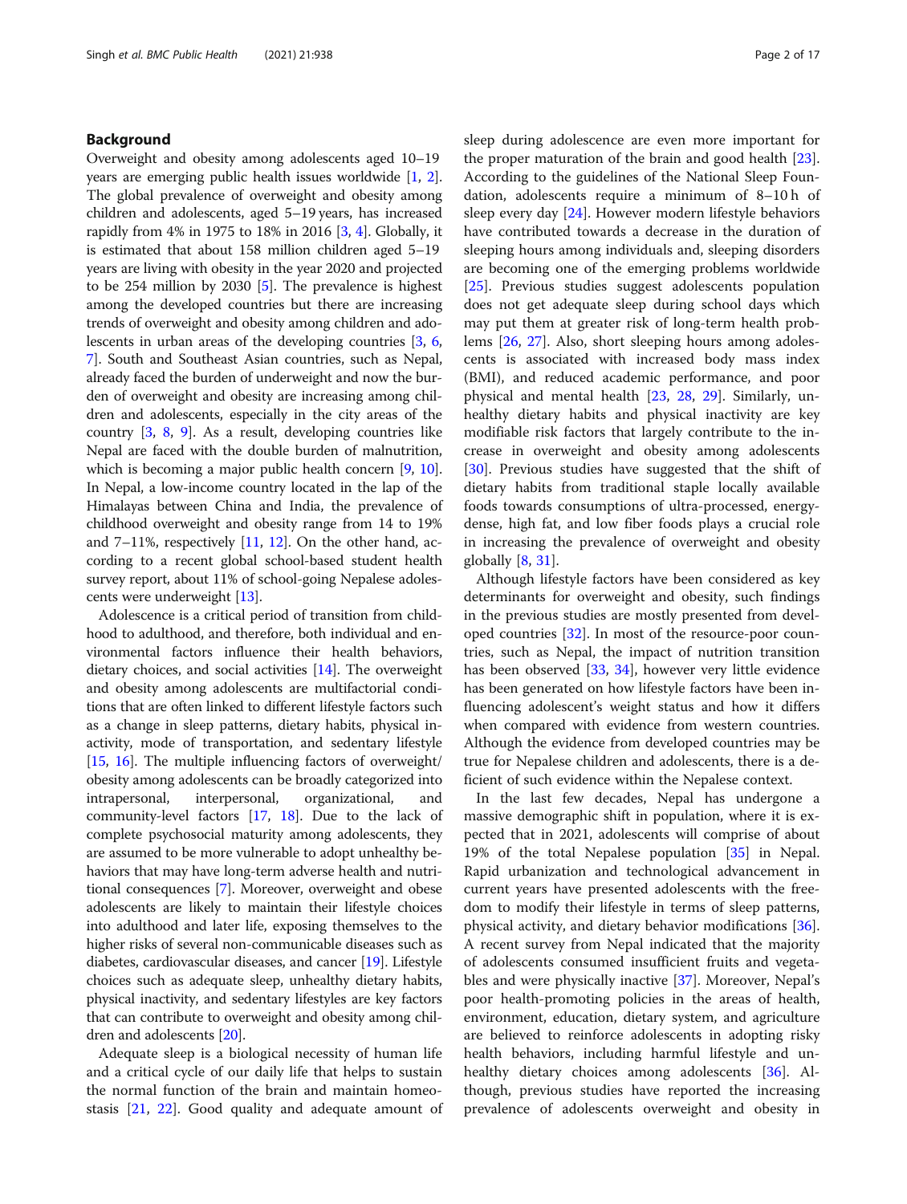## Background

Overweight and obesity among adolescents aged 10–19 years are emerging public health issues worldwide [1, 2]. The global prevalence of overweight and obesity among children and adolescents, aged 5–19 years, has increased rapidly from 4% in 1975 to 18% in 2016 [3, 4]. Globally, it is estimated that about 158 million children aged 5–19 years are living with obesity in the year 2020 and projected to be 254 million by 2030 [5]. The prevalence is highest among the developed countries but there are increasing trends of overweight and obesity among children and adolescents in urban areas of the developing countries [3, 6, 7]. South and Southeast Asian countries, such as Nepal, already faced the burden of underweight and now the burden of overweight and obesity are increasing among children and adolescents, especially in the city areas of the country [3, 8, 9]. As a result, developing countries like Nepal are faced with the double burden of malnutrition, which is becoming a major public health concern [9, 10]. In Nepal, a low-income country located in the lap of the Himalayas between China and India, the prevalence of childhood overweight and obesity range from 14 to 19% and 7–11%, respectively [11, 12]. On the other hand, according to a recent global school-based student health survey report, about 11% of school-going Nepalese adolescents were underweight [13].

Adolescence is a critical period of transition from childhood to adulthood, and therefore, both individual and environmental factors influence their health behaviors, dietary choices, and social activities [14]. The overweight and obesity among adolescents are multifactorial conditions that are often linked to different lifestyle factors such as a change in sleep patterns, dietary habits, physical inactivity, mode of transportation, and sedentary lifestyle [15, 16]. The multiple influencing factors of overweight/obesity among adolescents can be broadly categorized into intrapersonal, interpersonal, organizational, and community-level factors [17, 18]. Due to the lack of complete psychosocial maturity among adolescents, they are assumed to be more vulnerable to adopt unhealthy behaviors that may have long-term adverse health and nutritional consequences [7]. Moreover, overweight and obese adolescents are likely to maintain their lifestyle choices into adulthood and later life, exposing themselves to the higher risks of several non-communicable diseases such as diabetes, cardiovascular diseases, and cancer [19]. Lifestyle choices such as adequate sleep, unhealthy dietary habits, physical inactivity, and sedentary lifestyles are key factors that can contribute to overweight and obesity among children and adolescents [20].

Adequate sleep is a biological necessity of human life and a critical cycle of our daily life that helps to sustain the normal function of the brain and maintain homeostasis [21, 22]. Good quality and adequate amount of sleep during adolescence are even more important for the proper maturation of the brain and good health [23]. According to the guidelines of the National Sleep Foundation, adolescents require a minimum of 8–10 h of sleep every day [24]. However modern lifestyle behaviors have contributed towards a decrease in the duration of sleeping hours among individuals and, sleeping disorders are becoming one of the emerging problems worldwide [25]. Previous studies suggest adolescents population does not get adequate sleep during school days which may put them at greater risk of long-term health problems [26, 27]. Also, short sleeping hours among adolescents is associated with increased body mass index (BMI), and reduced academic performance, and poor physical and mental health [23, 28, 29]. Similarly, unhealthy dietary habits and physical inactivity are key modifiable risk factors that largely contribute to the increase in overweight and obesity among adolescents [30]. Previous studies have suggested that the shift of dietary habits from traditional staple locally available foods towards consumptions of ultra-processed, energy-dense, high fat, and low fiber foods plays a crucial role in increasing the prevalence of overweight and obesity globally [8, 31].

Although lifestyle factors have been considered as key determinants for overweight and obesity, such findings in the previous studies are mostly presented from developed countries [32]. In most of the resource-poor countries, such as Nepal, the impact of nutrition transition has been observed [33, 34], however very little evidence has been generated on how lifestyle factors have been influencing adolescent's weight status and how it differs when compared with evidence from western countries. Although the evidence from developed countries may be true for Nepalese children and adolescents, there is a deficient of such evidence within the Nepalese context.

In the last few decades, Nepal has undergone a massive demographic shift in population, where it is expected that in 2021, adolescents will comprise of about 19% of the total Nepalese population [35] in Nepal. Rapid urbanization and technological advancement in current years have presented adolescents with the freedom to modify their lifestyle in terms of sleep patterns, physical activity, and dietary behavior modifications [36]. A recent survey from Nepal indicated that the majority of adolescents consumed insufficient fruits and vegetables and were physically inactive [37]. Moreover, Nepal's poor health-promoting policies in the areas of health, environment, education, dietary system, and agriculture are believed to reinforce adolescents in adopting risky health behaviors, including harmful lifestyle and unhealthy dietary choices among adolescents [36]. Although, previous studies have reported the increasing prevalence of adolescents overweight and obesity in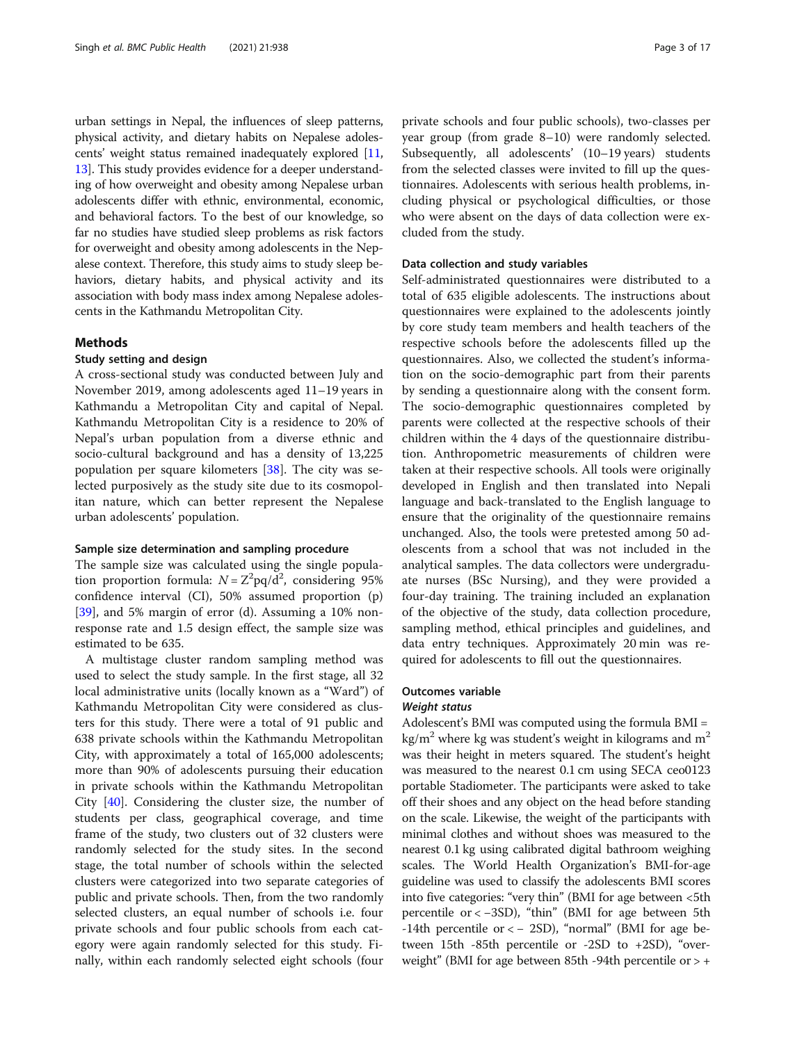urban settings in Nepal, the influences of sleep patterns, physical activity, and dietary habits on Nepalese adolescents' weight status remained inadequately explored [11, 13]. This study provides evidence for a deeper understanding of how overweight and obesity among Nepalese urban adolescents differ with ethnic, environmental, economic, and behavioral factors. To the best of our knowledge, so far no studies have studied sleep problems as risk factors for overweight and obesity among adolescents in the Nepalese context. Therefore, this study aims to study sleep behaviors, dietary habits, and physical activity and its association with body mass index among Nepalese adolescents in the Kathmandu Metropolitan City.

## Methods

### Study setting and design

A cross-sectional study was conducted between July and November 2019, among adolescents aged 11–19 years in Kathmandu a Metropolitan City and capital of Nepal. Kathmandu Metropolitan City is a residence to 20% of Nepal's urban population from a diverse ethnic and socio-cultural background and has a density of 13,225 population per square kilometers [38]. The city was selected purposively as the study site due to its cosmopolitan nature, which can better represent the Nepalese urban adolescents' population.

#### Sample size determination and sampling procedure

The sample size was calculated using the single population proportion formula: $N = Z^2pq/d^2$, considering 95% confidence interval (CI), 50% assumed proportion (p) [39], and 5% margin of error (d). Assuming a 10% non-response rate and 1.5 design effect, the sample size was estimated to be 635.

A multistage cluster random sampling method was used to select the study sample. In the first stage, all 32 local administrative units (locally known as a "Ward") of Kathmandu Metropolitan City were considered as clusters for this study. There were a total of 91 public and 638 private schools within the Kathmandu Metropolitan City, with approximately a total of 165,000 adolescents; more than 90% of adolescents pursuing their education in private schools within the Kathmandu Metropolitan City [40]. Considering the cluster size, the number of students per class, geographical coverage, and time frame of the study, two clusters out of 32 clusters were randomly selected for the study sites. In the second stage, the total number of schools within the selected clusters were categorized into two separate categories of public and private schools. Then, from the two randomly selected clusters, an equal number of schools i.e. four private schools and four public schools from each category were again randomly selected for this study. Finally, within each randomly selected eight schools (four private schools and four public schools), two-classes per year group (from grade 8–10) were randomly selected. Subsequently, all adolescents' (10–19 years) students from the selected classes were invited to fill up the questionnaires. Adolescents with serious health problems, including physical or psychological difficulties, or those who were absent on the days of data collection were excluded from the study.

#### Data collection and study variables

Self-administrated questionnaires were distributed to a total of 635 eligible adolescents. The instructions about questionnaires were explained to the adolescents jointly by core study team members and health teachers of the respective schools before the adolescents filled up the questionnaires. Also, we collected the student's information on the socio-demographic part from their parents by sending a questionnaire along with the consent form. The socio-demographic questionnaires completed by parents were collected at the respective schools of their children within the 4 days of the questionnaire distribution. Anthropometric measurements of children were taken at their respective schools. All tools were originally developed in English and then translated into Nepali language and back-translated to the English language to ensure that the originality of the questionnaire remains unchanged. Also, the tools were pretested among 50 adolescents from a school that was not included in the analytical samples. The data collectors were undergraduate nurses (BSc Nursing), and they were provided a four-day training. The training included an explanation of the objective of the study, data collection procedure, sampling method, ethical principles and guidelines, and data entry techniques. Approximately 20 min was required for adolescents to fill out the questionnaires.

#### Outcomes variable

##### *Weight status*

Adolescent's BMI was computed using the formula BMI = $kg/m^2$ where kg was student's weight in kilograms and $m^2$ was their height in meters squared. The student's height was measured to the nearest 0.1 cm using SECA ceo0123 portable Stadiometer. The participants were asked to take off their shoes and any object on the head before standing on the scale. Likewise, the weight of the participants with minimal clothes and without shoes was measured to the nearest 0.1 kg using calibrated digital bathroom weighing scales. The World Health Organization's BMI-for-age guideline was used to classify the adolescents BMI scores into five categories: "very thin" (BMI for age between <5th percentile or < −3SD), "thin" (BMI for age between 5th -14th percentile or < − 2SD), "normal" (BMI for age between 15th -85th percentile or -2SD to +2SD), "overweight" (BMI for age between 85th -94th percentile or > +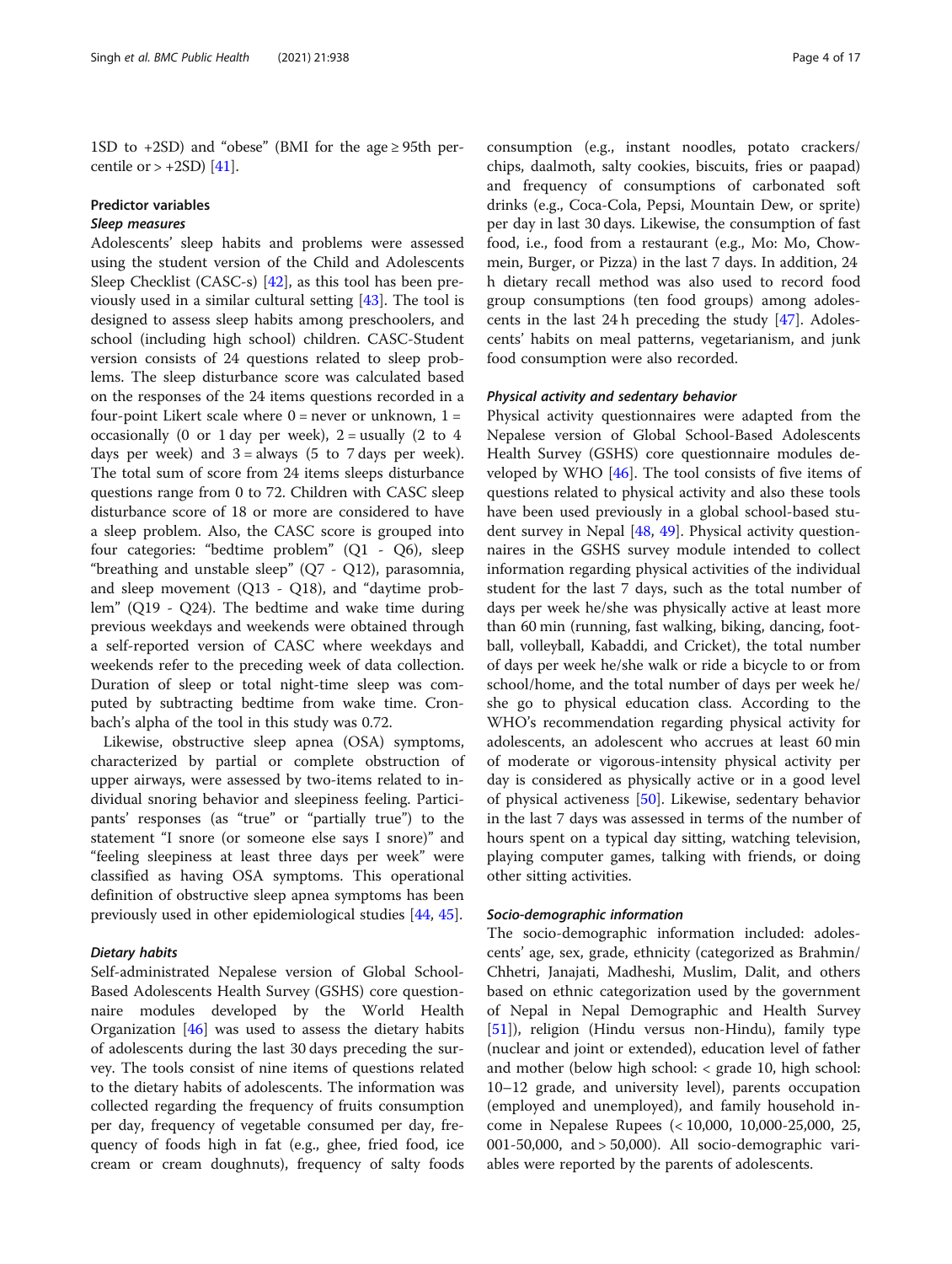1SD to +2SD) and "obese" (BMI for the age ≥ 95th percentile or > +2SD) [41].

### Predictor variables

#### Sleep measures

Adolescents' sleep habits and problems were assessed using the student version of the Child and Adolescents Sleep Checklist (CASC-s) [42], as this tool has been previously used in a similar cultural setting [43]. The tool is designed to assess sleep habits among preschoolers, and school (including high school) children. CASC-Student version consists of 24 questions related to sleep problems. The sleep disturbance score was calculated based on the responses of the 24 items questions recorded in a four-point Likert scale where 0 = never or unknown, 1 = occasionally (0 or 1 day per week), 2 = usually (2 to 4 days per week) and 3 = always (5 to 7 days per week). The total sum of score from 24 items sleeps disturbance questions range from 0 to 72. Children with CASC sleep disturbance score of 18 or more are considered to have a sleep problem. Also, the CASC score is grouped into four categories: "bedtime problem" (Q1 - Q6), sleep "breathing and unstable sleep" (Q7 - Q12), parasomnia, and sleep movement (Q13 - Q18), and "daytime problem" (Q19 - Q24). The bedtime and wake time during previous weekdays and weekends were obtained through a self-reported version of CASC where weekdays and weekends refer to the preceding week of data collection. Duration of sleep or total night-time sleep was computed by subtracting bedtime from wake time. Cronbach's alpha of the tool in this study was 0.72.

Likewise, obstructive sleep apnea (OSA) symptoms, characterized by partial or complete obstruction of upper airways, were assessed by two-items related to individual snoring behavior and sleepiness feeling. Participants' responses (as "true" or "partially true") to the statement "I snore (or someone else says I snore)" and "feeling sleepiness at least three days per week" were classified as having OSA symptoms. This operational definition of obstructive sleep apnea symptoms has been previously used in other epidemiological studies [44, 45].

#### Dietary habits

Self-administrated Nepalese version of Global School-Based Adolescents Health Survey (GSHS) core questionnaire modules developed by the World Health Organization [46] was used to assess the dietary habits of adolescents during the last 30 days preceding the survey. The tools consist of nine items of questions related to the dietary habits of adolescents. The information was collected regarding the frequency of fruits consumption per day, frequency of vegetable consumed per day, frequency of foods high in fat (e.g., ghee, fried food, ice cream or cream doughnuts), frequency of salty foods consumption (e.g., instant noodles, potato crackers/chips, daalmoth, salty cookies, biscuits, fries or paapad) and frequency of consumptions of carbonated soft drinks (e.g., Coca-Cola, Pepsi, Mountain Dew, or sprite) per day in last 30 days. Likewise, the consumption of fast food, i.e., food from a restaurant (e.g., Mo: Mo, Chowmein, Burger, or Pizza) in the last 7 days. In addition, 24 h dietary recall method was also used to record food group consumptions (ten food groups) among adolescents in the last 24 h preceding the study [47]. Adolescents' habits on meal patterns, vegetarianism, and junk food consumption were also recorded.

#### Physical activity and sedentary behavior

Physical activity questionnaires were adapted from the Nepalese version of Global School-Based Adolescents Health Survey (GSHS) core questionnaire modules developed by WHO [46]. The tool consists of five items of questions related to physical activity and also these tools have been used previously in a global school-based student survey in Nepal [48, 49]. Physical activity questionnaires in the GSHS survey module intended to collect information regarding physical activities of the individual student for the last 7 days, such as the total number of days per week he/she was physically active at least more than 60 min (running, fast walking, biking, dancing, football, volleyball, Kabaddi, and Cricket), the total number of days per week he/she walk or ride a bicycle to or from school/home, and the total number of days per week he/she go to physical education class. According to the WHO's recommendation regarding physical activity for adolescents, an adolescent who accrues at least 60 min of moderate or vigorous-intensity physical activity per day is considered as physically active or in a good level of physical activeness [50]. Likewise, sedentary behavior in the last 7 days was assessed in terms of the number of hours spent on a typical day sitting, watching television, playing computer games, talking with friends, or doing other sitting activities.

#### Socio-demographic information

The socio-demographic information included: adolescents' age, sex, grade, ethnicity (categorized as Brahmin/Chhetri, Janajati, Madheshi, Muslim, Dalit, and others based on ethnic categorization used by the government of Nepal in Nepal Demographic and Health Survey [51]), religion (Hindu versus non-Hindu), family type (nuclear and joint or extended), education level of father and mother (below high school: < grade 10, high school: 10–12 grade, and university level), parents occupation (employed and unemployed), and family household income in Nepalese Rupees (< 10,000, 10,000-25,000, 25,001-50,000, and > 50,000). All socio-demographic variables were reported by the parents of adolescents.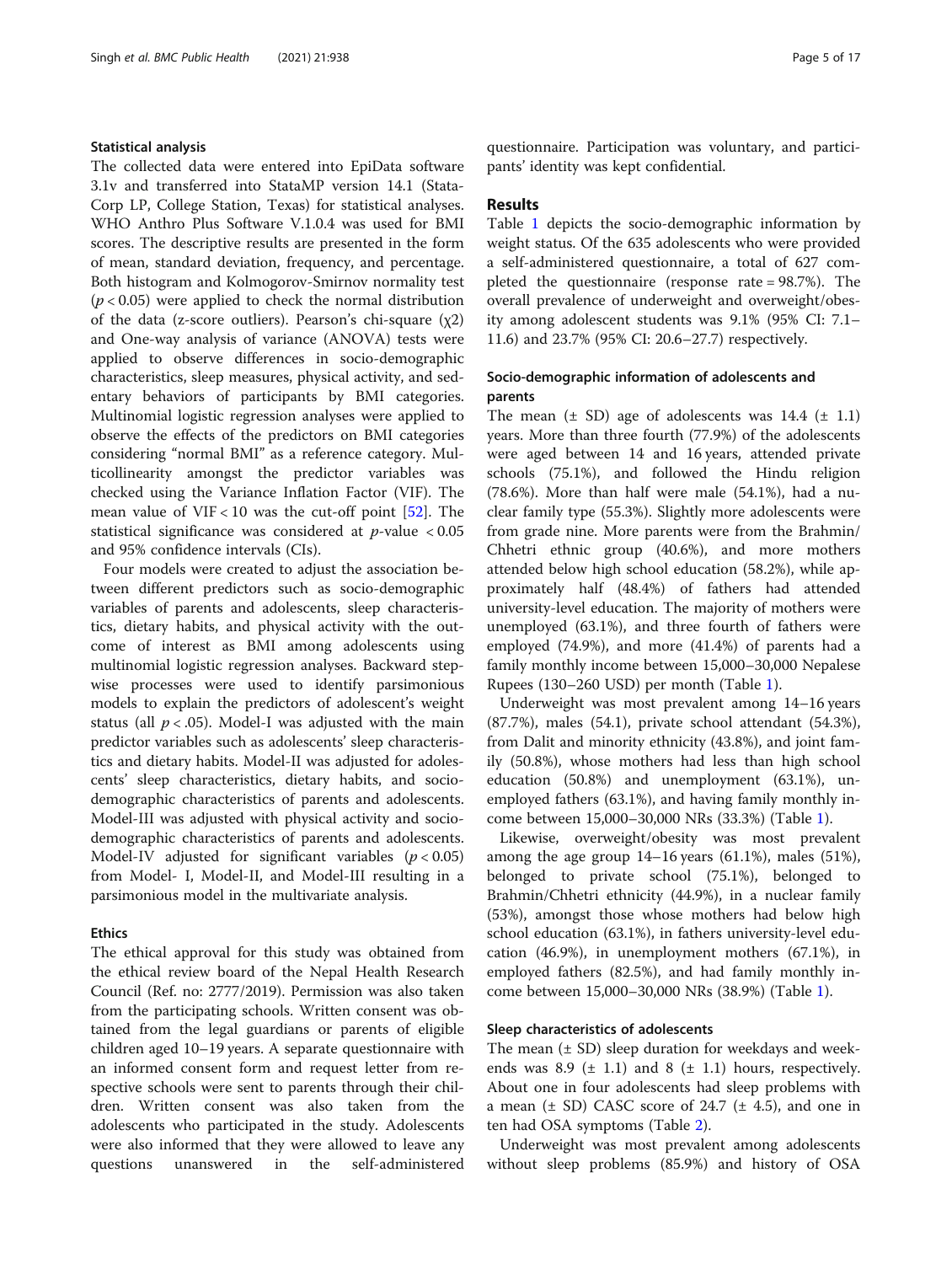### Statistical analysis

The collected data were entered into EpiData software 3.1v and transferred into StataMP version 14.1 (StataCorp LP, College Station, Texas) for statistical analyses. WHO Anthro Plus Software V.1.0.4 was used for BMI scores. The descriptive results are presented in the form of mean, standard deviation, frequency, and percentage. Both histogram and Kolmogorov-Smirnov normality test ($p < 0.05$) were applied to check the normal distribution of the data (z-score outliers). Pearson's chi-square ($\chi 2$) and One-way analysis of variance (ANOVA) tests were applied to observe differences in socio-demographic characteristics, sleep measures, physical activity, and sedentary behaviors of participants by BMI categories. Multinomial logistic regression analyses were applied to observe the effects of the predictors on BMI categories considering "normal BMI" as a reference category. Multicollinearity amongst the predictor variables was checked using the Variance Inflation Factor (VIF). The mean value of VIF < 10 was the cut-off point [52]. The statistical significance was considered at $p$-value $< 0.05$ and 95% confidence intervals (CIs).

Four models were created to adjust the association between different predictors such as socio-demographic variables of parents and adolescents, sleep characteristics, dietary habits, and physical activity with the outcome of interest as BMI among adolescents using multinomial logistic regression analyses. Backward stepwise processes were used to identify parsimonious models to explain the predictors of adolescent's weight status (all $p < .05$). Model-I was adjusted with the main predictor variables such as adolescents' sleep characteristics and dietary habits. Model-II was adjusted for adolescents' sleep characteristics, dietary habits, and socio-demographic characteristics of parents and adolescents. Model-III was adjusted with physical activity and socio-demographic characteristics of parents and adolescents. Model-IV adjusted for significant variables ($p < 0.05$) from Model- I, Model-II, and Model-III resulting in a parsimonious model in the multivariate analysis.

### Ethics

The ethical approval for this study was obtained from the ethical review board of the Nepal Health Research Council (Ref. no: 2777/2019). Permission was also taken from the participating schools. Written consent was obtained from the legal guardians or parents of eligible children aged 10–19 years. A separate questionnaire with an informed consent form and request letter from respective schools were sent to parents through their children. Written consent was also taken from the adolescents who participated in the study. Adolescents were also informed that they were allowed to leave any questions unanswered in the self-administered questionnaire. Participation was voluntary, and participants' identity was kept confidential.

## Results

Table 1 depicts the socio-demographic information by weight status. Of the 635 adolescents who were provided a self-administered questionnaire, a total of 627 completed the questionnaire (response rate = 98.7%). The overall prevalence of underweight and overweight/obesity among adolescent students was 9.1% (95% CI: 7.1–11.6) and 23.7% (95% CI: 20.6–27.7) respectively.

### Socio-demographic information of adolescents and parents

The mean (± SD) age of adolescents was 14.4 (± 1.1) years. More than three fourth (77.9%) of the adolescents were aged between 14 and 16 years, attended private schools (75.1%), and followed the Hindu religion (78.6%). More than half were male (54.1%), had a nuclear family type (55.3%). Slightly more adolescents were from grade nine. More parents were from the Brahmin/Chhetri ethnic group (40.6%), and more mothers attended below high school education (58.2%), while approximately half (48.4%) of fathers had attended university-level education. The majority of mothers were unemployed (63.1%), and three fourth of fathers were employed (74.9%), and more (41.4%) of parents had a family monthly income between 15,000–30,000 Nepalese Rupees (130–260 USD) per month (Table 1).

Underweight was most prevalent among 14–16 years (87.7%), males (54.1), private school attendant (54.3%), from Dalit and minority ethnicity (43.8%), and joint family (50.8%), whose mothers had less than high school education (50.8%) and unemployment (63.1%), unemployed fathers (63.1%), and having family monthly income between 15,000–30,000 NRs (33.3%) (Table 1).

Likewise, overweight/obesity was most prevalent among the age group 14–16 years (61.1%), males (51%), belonged to private school (75.1%), belonged to Brahmin/Chhetri ethnicity (44.9%), in a nuclear family (53%), amongst those whose mothers had below high school education (63.1%), in fathers university-level education (46.9%), in unemployment mothers (67.1%), in employed fathers (82.5%), and had family monthly income between 15,000–30,000 NRs (38.9%) (Table 1).

### Sleep characteristics of adolescents

The mean (± SD) sleep duration for weekdays and weekends was 8.9 (± 1.1) and 8 (± 1.1) hours, respectively. About one in four adolescents had sleep problems with a mean (± SD) CASC score of 24.7 (± 4.5), and one in ten had OSA symptoms (Table 2).

Underweight was most prevalent among adolescents without sleep problems (85.9%) and history of OSA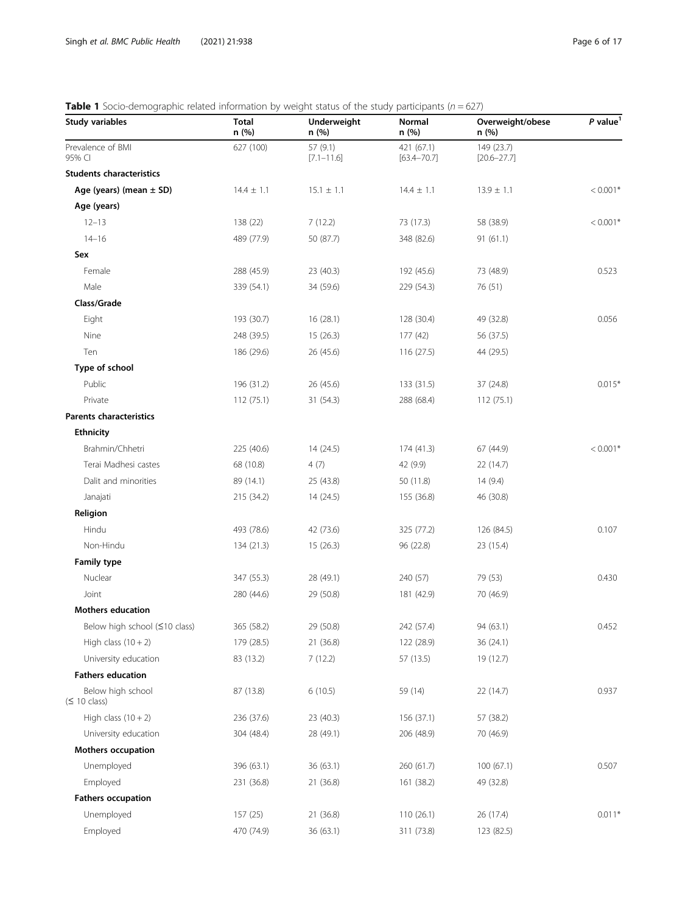**Table 1** Socio-demographic related information by weight status of the study participants ($n = 627$)

| Study variables | Total n (%) | Underweight n (%) | Normal n (%) | Overweight/obese n (%) | *P* value[1] |
|---|---|---|---|---|---|
| Prevalence of BMI 95% CI | 627 (100) | 57 (9.1) [7.1–11.6] | 421 (67.1) [63.4–70.7] | 149 (23.7) [20.6–27.7] | |
| **Students characteristics** | | | | | |
| **Age (years) (mean ± SD)** | 14.4 ± 1.1 | 15.1 ± 1.1 | 14.4 ± 1.1 | 13.9 ± 1.1 | < 0.001* |
| **Age (years)** | | | | | |
| 12–13 | 138 (22) | 7 (12.2) | 73 (17.3) | 58 (38.9) | < 0.001* |
| 14–16 | 489 (77.9) | 50 (87.7) | 348 (82.6) | 91 (61.1) | |
| **Sex** | | | | | |
| Female | 288 (45.9) | 23 (40.3) | 192 (45.6) | 73 (48.9) | 0.523 |
| Male | 339 (54.1) | 34 (59.6) | 229 (54.3) | 76 (51) | |
| **Class/Grade** | | | | | |
| Eight | 193 (30.7) | 16 (28.1) | 128 (30.4) | 49 (32.8) | 0.056 |
| Nine | 248 (39.5) | 15 (26.3) | 177 (42) | 56 (37.5) | |
| Ten | 186 (29.6) | 26 (45.6) | 116 (27.5) | 44 (29.5) | |
| **Type of school** | | | | | |
| Public | 196 (31.2) | 26 (45.6) | 133 (31.5) | 37 (24.8) | 0.015* |
| Private | 112 (75.1) | 31 (54.3) | 288 (68.4) | 112 (75.1) | |
| **Parents characteristics** | | | | | |
| **Ethnicity** | | | | | |
| Brahmin/Chhetri | 225 (40.6) | 14 (24.5) | 174 (41.3) | 67 (44.9) | < 0.001* |
| Terai Madhesi castes | 68 (10.8) | 4 (7) | 42 (9.9) | 22 (14.7) | |
| Dalit and minorities | 89 (14.1) | 25 (43.8) | 50 (11.8) | 14 (9.4) | |
| Janajati | 215 (34.2) | 14 (24.5) | 155 (36.8) | 46 (30.8) | |
| **Religion** | | | | | |
| Hindu | 493 (78.6) | 42 (73.6) | 325 (77.2) | 126 (84.5) | 0.107 |
| Non-Hindu | 134 (21.3) | 15 (26.3) | 96 (22.8) | 23 (15.4) | |
| **Family type** | | | | | |
| Nuclear | 347 (55.3) | 28 (49.1) | 240 (57) | 79 (53) | 0.430 |
| Joint | 280 (44.6) | 29 (50.8) | 181 (42.9) | 70 (46.9) | |
| **Mothers education** | | | | | |
| Below high school (≤10 class) | 365 (58.2) | 29 (50.8) | 242 (57.4) | 94 (63.1) | 0.452 |
| High class (10 + 2) | 179 (28.5) | 21 (36.8) | 122 (28.9) | 36 (24.1) | |
| University education | 83 (13.2) | 7 (12.2) | 57 (13.5) | 19 (12.7) | |
| **Fathers education** | | | | | |
| Below high school (≤ 10 class) | 87 (13.8) | 6 (10.5) | 59 (14) | 22 (14.7) | 0.937 |
| High class (10 + 2) | 236 (37.6) | 23 (40.3) | 156 (37.1) | 57 (38.2) | |
| University education | 304 (48.4) | 28 (49.1) | 206 (48.9) | 70 (46.9) | |
| **Mothers occupation** | | | | | |
| Unemployed | 396 (63.1) | 36 (63.1) | 260 (61.7) | 100 (67.1) | 0.507 |
| Employed | 231 (36.8) | 21 (36.8) | 161 (38.2) | 49 (32.8) | |
| **Fathers occupation** | | | | | |
| Unemployed | 157 (25) | 21 (36.8) | 110 (26.1) | 26 (17.4) | 0.011* |
| Employed | 470 (74.9) | 36 (63.1) | 311 (73.8) | 123 (82.5) | |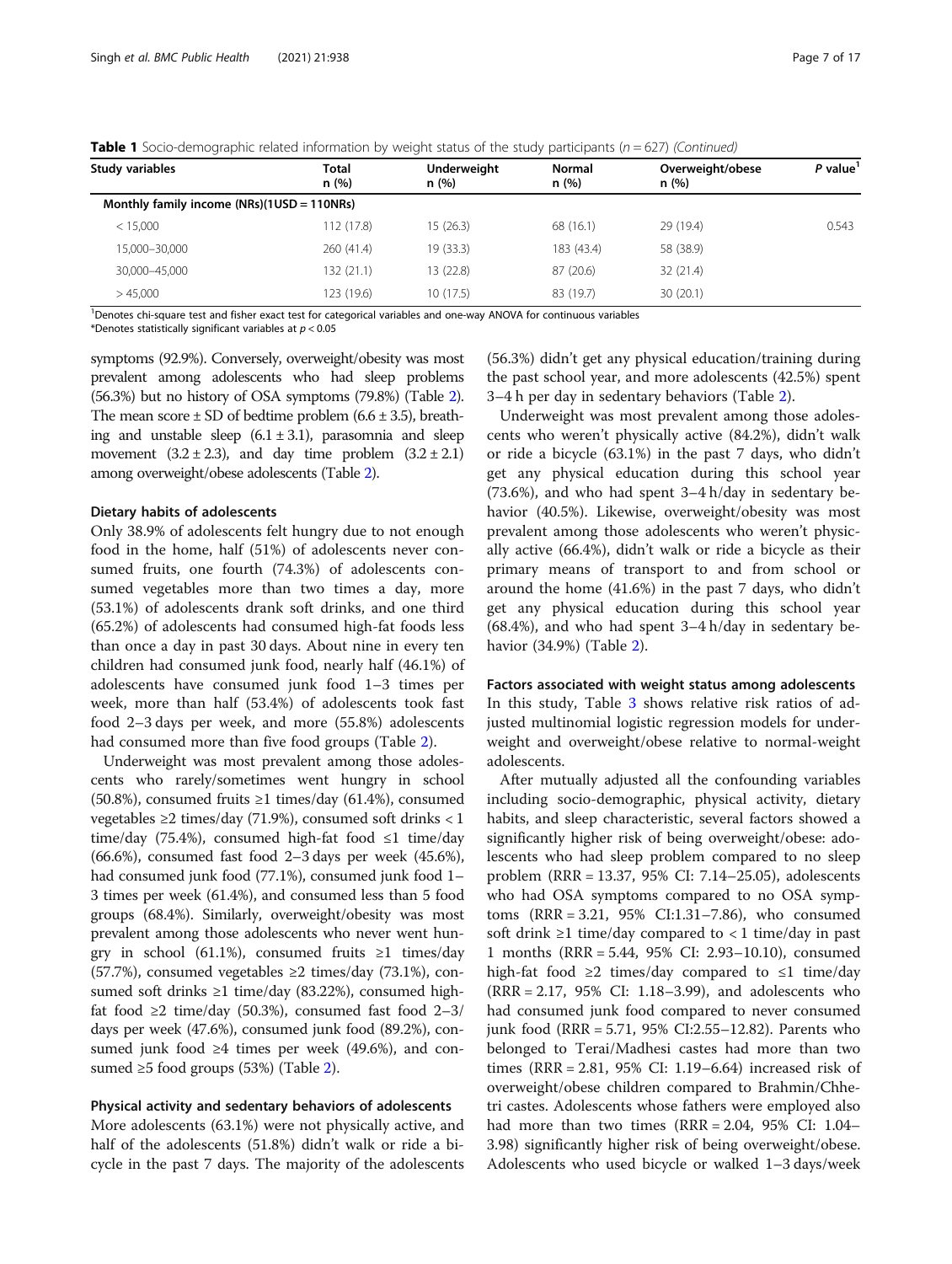**Table 1** Socio-demographic related information by weight status of the study participants ($n = 627$) *(Continued)*

| Study variables | Total n (%) | Underweight n (%) | Normal n (%) | Overweight/obese n (%) | *P* value[1] |
|---|---|---|---|---|---|
| **Monthly family income (NRs)(1USD = 110NRs)** | | | | | |
| < 15,000 | 112 (17.8) | 15 (26.3) | 68 (16.1) | 29 (19.4) | 0.543 |
| 15,000–30,000 | 260 (41.4) | 19 (33.3) | 183 (43.4) | 58 (38.9) | |
| 30,000–45,000 | 132 (21.1) | 13 (22.8) | 87 (20.6) | 32 (21.4) | |
| > 45,000 | 123 (19.6) | 10 (17.5) | 83 (19.7) | 30 (20.1) | |

[1]Denotes chi-square test and fisher exact test for categorical variables and one-way ANOVA for continuous variables
*Denotes statistically significant variables at $p < 0.05$

symptoms (92.9%). Conversely, overweight/obesity was most prevalent among adolescents who had sleep problems (56.3%) but no history of OSA symptoms (79.8%) (Table 2). The mean score ± SD of bedtime problem (6.6 ± 3.5), breathing and unstable sleep (6.1 ± 3.1), parasomnia and sleep movement (3.2 ± 2.3), and day time problem (3.2 ± 2.1) among overweight/obese adolescents (Table 2).

### Dietary habits of adolescents

Only 38.9% of adolescents felt hungry due to not enough food in the home, half (51%) of adolescents never consumed fruits, one fourth (74.3%) of adolescents consumed vegetables more than two times a day, more (53.1%) of adolescents drank soft drinks, and one third (65.2%) of adolescents had consumed high-fat foods less than once a day in past 30 days. About nine in every ten children had consumed junk food, nearly half (46.1%) of adolescents have consumed junk food 1–3 times per week, more than half (53.4%) of adolescents took fast food 2–3 days per week, and more (55.8%) adolescents had consumed more than five food groups (Table 2).

Underweight was most prevalent among those adolescents who rarely/sometimes went hungry in school (50.8%), consumed fruits ≥1 times/day (61.4%), consumed vegetables ≥2 times/day (71.9%), consumed soft drinks < 1 time/day (75.4%), consumed high-fat food ≤1 time/day (66.6%), consumed fast food 2–3 days per week (45.6%), had consumed junk food (77.1%), consumed junk food 1–3 times per week (61.4%), and consumed less than 5 food groups (68.4%). Similarly, overweight/obesity was most prevalent among those adolescents who never went hungry in school (61.1%), consumed fruits ≥1 times/day (57.7%), consumed vegetables ≥2 times/day (73.1%), consumed soft drinks ≥1 time/day (83.22%), consumed high-fat food ≥2 time/day (50.3%), consumed fast food 2–3/days per week (47.6%), consumed junk food (89.2%), consumed junk food ≥4 times per week (49.6%), and consumed ≥5 food groups (53%) (Table 2).

### Physical activity and sedentary behaviors of adolescents

More adolescents (63.1%) were not physically active, and half of the adolescents (51.8%) didn't walk or ride a bicycle in the past 7 days. The majority of the adolescents (56.3%) didn't get any physical education/training during the past school year, and more adolescents (42.5%) spent 3–4 h per day in sedentary behaviors (Table 2).

Underweight was most prevalent among those adolescents who weren't physically active (84.2%), didn't walk or ride a bicycle (63.1%) in the past 7 days, who didn't get any physical education during this school year (73.6%), and who had spent 3–4 h/day in sedentary behavior (40.5%). Likewise, overweight/obesity was most prevalent among those adolescents who weren't physically active (66.4%), didn't walk or ride a bicycle as their primary means of transport to and from school or around the home (41.6%) in the past 7 days, who didn't get any physical education during this school year (68.4%), and who had spent 3–4 h/day in sedentary behavior (34.9%) (Table 2).

### Factors associated with weight status among adolescents

In this study, Table 3 shows relative risk ratios of adjusted multinomial logistic regression models for underweight and overweight/obese relative to normal-weight adolescents.

After mutually adjusted all the confounding variables including socio-demographic, physical activity, dietary habits, and sleep characteristic, several factors showed a significantly higher risk of being overweight/obese: adolescents who had sleep problem compared to no sleep problem (RRR = 13.37, 95% CI: 7.14–25.05), adolescents who had OSA symptoms compared to no OSA symptoms (RRR = 3.21, 95% CI:1.31–7.86), who consumed soft drink ≥1 time/day compared to < 1 time/day in past 1 months (RRR = 5.44, 95% CI: 2.93–10.10), consumed high-fat food ≥2 times/day compared to ≤1 time/day (RRR = 2.17, 95% CI: 1.18–3.99), and adolescents who had consumed junk food compared to never consumed junk food (RRR = 5.71, 95% CI:2.55–12.82). Parents who belonged to Terai/Madhesi castes had more than two times (RRR = 2.81, 95% CI: 1.19–6.64) increased risk of overweight/obese children compared to Brahmin/Chhetri castes. Adolescents whose fathers were employed also had more than two times (RRR = 2.04, 95% CI: 1.04–3.98) significantly higher risk of being overweight/obese. Adolescents who used bicycle or walked 1–3 days/week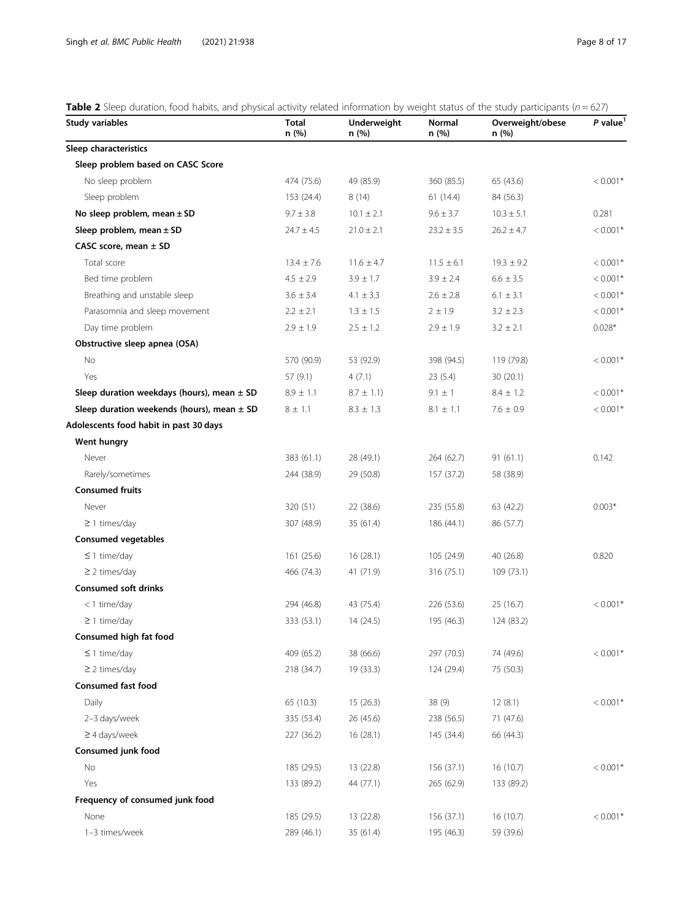**Table 2** Sleep duration, food habits, and physical activity related information by weight status of the study participants ($n = 627$)

| Study variables | Total n (%) | Underweight n (%) | Normal n (%) | Overweight/obese n (%) | *P* value[1] |
|---|---|---|---|---|---|
| **Sleep characteristics** | | | | | |
| **Sleep problem based on CASC Score** | | | | | |
| No sleep problem | 474 (75.6) | 49 (85.9) | 360 (85.5) | 65 (43.6) | < 0.001* |
| Sleep problem | 153 (24.4) | 8 (14) | 61 (14.4) | 84 (56.3) | |
| **No sleep problem, mean ± SD** | 9.7 ± 3.8 | 10.1 ± 2.1 | 9.6 ± 3.7 | 10.3 ± 5.1 | 0.281 |
| **Sleep problem, mean ± SD** | 24.7 ± 4.5 | 21.0 ± 2.1 | 23.2 ± 3.5 | 26.2 ± 4.7 | < 0.001* |
| **CASC score, mean ± SD** | | | | | |
| Total score | 13.4 ± 7.6 | 11.6 ± 4.7 | 11.5 ± 6.1 | 19.3 ± 9.2 | < 0.001* |
| Bed time problem | 4.5 ± 2.9 | 3.9 ± 1.7 | 3.9 ± 2.4 | 6.6 ± 3.5 | < 0.001* |
| Breathing and unstable sleep | 3.6 ± 3.4 | 4.1 ± 3.3 | 2.6 ± 2.8 | 6.1 ± 3.1 | < 0.001* |
| Parasomnia and sleep movement | 2.2 ± 2.1 | 1.3 ± 1.5 | 2 ± 1.9 | 3.2 ± 2.3 | < 0.001* |
| Day time problem | 2.9 ± 1.9 | 2.5 ± 1.2 | 2.9 ± 1.9 | 3.2 ± 2.1 | 0.028* |
| **Obstructive sleep apnea (OSA)** | | | | | |
| No | 570 (90.9) | 53 (92.9) | 398 (94.5) | 119 (79.8) | < 0.001* |
| Yes | 57 (9.1) | 4 (7.1) | 23 (5.4) | 30 (20.1) | |
| **Sleep duration weekdays (hours), mean ± SD** | 8.9 ± 1.1 | 8.7 ± 1.1) | 9.1 ± 1 | 8.4 ± 1.2 | < 0.001* |
| **Sleep duration weekends (hours), mean ± SD** | 8 ± 1.1 | 8.3 ± 1.3 | 8.1 ± 1.1 | 7.6 ± 0.9 | < 0.001* |
| **Adolescents food habit in past 30 days** | | | | | |
| **Went hungry** | | | | | |
| Never | 383 (61.1) | 28 (49.1) | 264 (62.7) | 91 (61.1) | 0.142 |
| Rarely/sometimes | 244 (38.9) | 29 (50.8) | 157 (37.2) | 58 (38.9) | |
| **Consumed fruits** | | | | | |
| Never | 320 (51) | 22 (38.6) | 235 (55.8) | 63 (42.2) | 0.003* |
| ≥ 1 times/day | 307 (48.9) | 35 (61.4) | 186 (44.1) | 86 (57.7) | |
| **Consumed vegetables** | | | | | |
| ≤ 1 time/day | 161 (25.6) | 16 (28.1) | 105 (24.9) | 40 (26.8) | 0.820 |
| ≥ 2 times/day | 466 (74.3) | 41 (71.9) | 316 (75.1) | 109 (73.1) | |
| **Consumed soft drinks** | | | | | |
| < 1 time/day | 294 (46.8) | 43 (75.4) | 226 (53.6) | 25 (16.7) | < 0.001* |
| ≥ 1 time/day | 333 (53.1) | 14 (24.5) | 195 (46.3) | 124 (83.2) | |
| **Consumed high fat food** | | | | | |
| ≤ 1 time/day | 409 (65.2) | 38 (66.6) | 297 (70.5) | 74 (49.6) | < 0.001* |
| ≥ 2 times/day | 218 (34.7) | 19 (33.3) | 124 (29.4) | 75 (50.3) | |
| **Consumed fast food** | | | | | |
| Daily | 65 (10.3) | 15 (26.3) | 38 (9) | 12 (8.1) | < 0.001* |
| 2–3 days/week | 335 (53.4) | 26 (45.6) | 238 (56.5) | 71 (47.6) | |
| ≥ 4 days/week | 227 (36.2) | 16 (28.1) | 145 (34.4) | 66 (44.3) | |
| **Consumed junk food** | | | | | |
| No | 185 (29.5) | 13 (22.8) | 156 (37.1) | 16 (10.7) | < 0.001* |
| Yes | 133 (89.2) | 44 (77.1) | 265 (62.9) | 133 (89.2) | |
| **Frequency of consumed junk food** | | | | | |
| None | 185 (29.5) | 13 (22.8) | 156 (37.1) | 16 (10.7) | < 0.001* |
| 1–3 times/week | 289 (46.1) | 35 (61.4) | 195 (46.3) | 59 (39.6) | |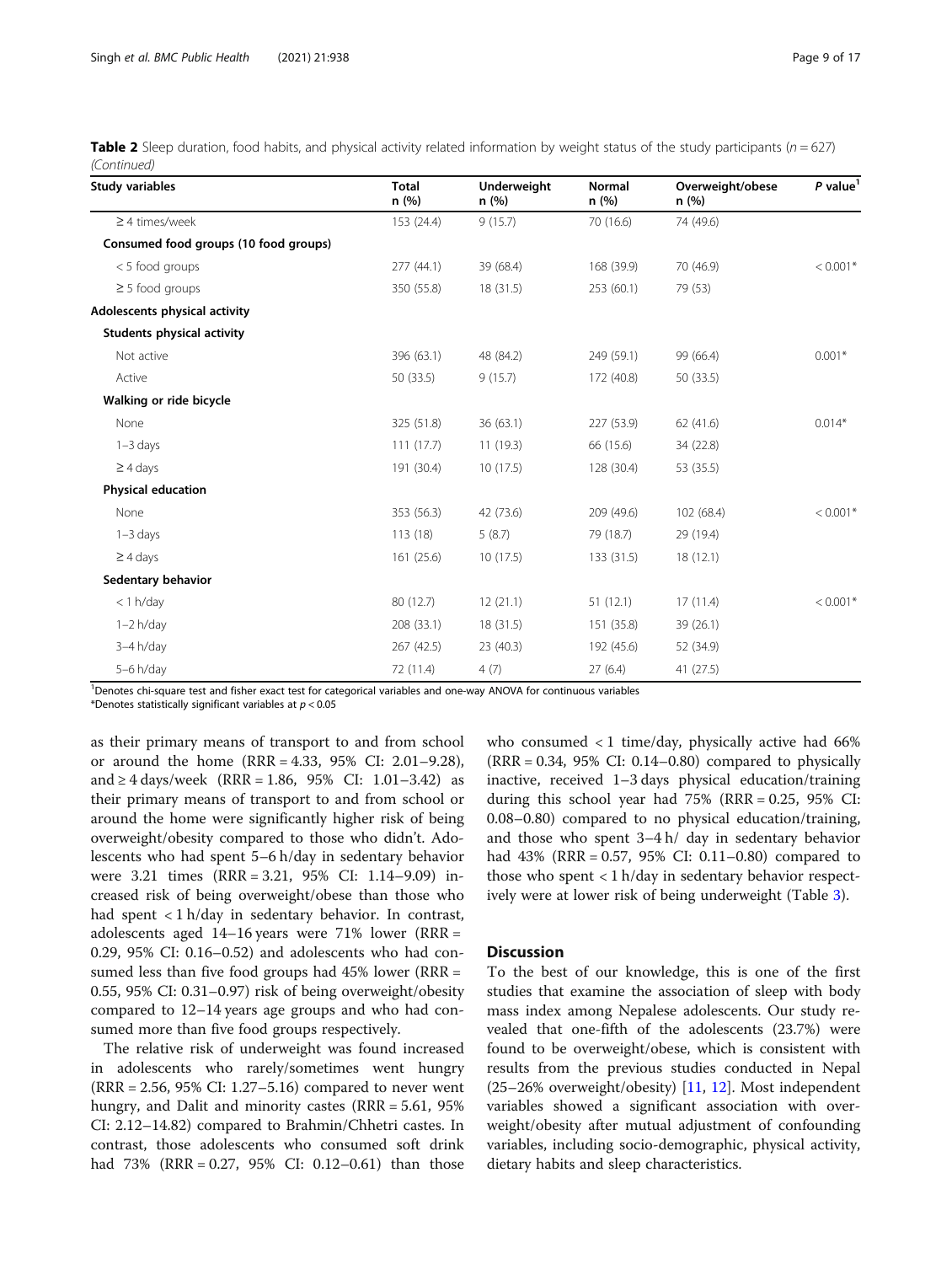**Table 2** Sleep duration, food habits, and physical activity related information by weight status of the study participants ($n = 627$) *(Continued)*

| Study variables | Total n (%) | Underweight n (%) | Normal n (%) | Overweight/obese n (%) | *P* value[1] |
|---|---|---|---|---|---|
| ≥ 4 times/week | 153 (24.4) | 9 (15.7) | 70 (16.6) | 74 (49.6) | |
| **Consumed food groups (10 food groups)** | | | | | |
| < 5 food groups | 277 (44.1) | 39 (68.4) | 168 (39.9) | 70 (46.9) | < 0.001* |
| ≥ 5 food groups | 350 (55.8) | 18 (31.5) | 253 (60.1) | 79 (53) | |
| **Adolescents physical activity** | | | | | |
| **Students physical activity** | | | | | |
| Not active | 396 (63.1) | 48 (84.2) | 249 (59.1) | 99 (66.4) | 0.001* |
| Active | 50 (33.5) | 9 (15.7) | 172 (40.8) | 50 (33.5) | |
| **Walking or ride bicycle** | | | | | |
| None | 325 (51.8) | 36 (63.1) | 227 (53.9) | 62 (41.6) | 0.014* |
| 1–3 days | 111 (17.7) | 11 (19.3) | 66 (15.6) | 34 (22.8) | |
| ≥ 4 days | 191 (30.4) | 10 (17.5) | 128 (30.4) | 53 (35.5) | |
| **Physical education** | | | | | |
| None | 353 (56.3) | 42 (73.6) | 209 (49.6) | 102 (68.4) | < 0.001* |
| 1–3 days | 113 (18) | 5 (8.7) | 79 (18.7) | 29 (19.4) | |
| ≥ 4 days | 161 (25.6) | 10 (17.5) | 133 (31.5) | 18 (12.1) | |
| **Sedentary behavior** | | | | | |
| < 1 h/day | 80 (12.7) | 12 (21.1) | 51 (12.1) | 17 (11.4) | < 0.001* |
| 1–2 h/day | 208 (33.1) | 18 (31.5) | 151 (35.8) | 39 (26.1) | |
| 3–4 h/day | 267 (42.5) | 23 (40.3) | 192 (45.6) | 52 (34.9) | |
| 5–6 h/day | 72 (11.4) | 4 (7) | 27 (6.4) | 41 (27.5) | |

[1]Denotes chi-square test and fisher exact test for categorical variables and one-way ANOVA for continuous variables

*Denotes statistically significant variables at $p < 0.05$

as their primary means of transport to and from school or around the home (RRR = 4.33, 95% CI: 2.01–9.28), and ≥ 4 days/week (RRR = 1.86, 95% CI: 1.01–3.42) as their primary means of transport to and from school or around the home were significantly higher risk of being overweight/obesity compared to those who didn't. Adolescents who had spent 5–6 h/day in sedentary behavior were 3.21 times (RRR = 3.21, 95% CI: 1.14–9.09) increased risk of being overweight/obese than those who had spent < 1 h/day in sedentary behavior. In contrast, adolescents aged 14–16 years were 71% lower (RRR = 0.29, 95% CI: 0.16–0.52) and adolescents who had consumed less than five food groups had 45% lower (RRR = 0.55, 95% CI: 0.31–0.97) risk of being overweight/obesity compared to 12–14 years age groups and who had consumed more than five food groups respectively.

The relative risk of underweight was found increased in adolescents who rarely/sometimes went hungry (RRR = 2.56, 95% CI: 1.27–5.16) compared to never went hungry, and Dalit and minority castes (RRR = 5.61, 95% CI: 2.12–14.82) compared to Brahmin/Chhetri castes. In contrast, those adolescents who consumed soft drink had 73% (RRR = 0.27, 95% CI: 0.12–0.61) than those who consumed < 1 time/day, physically active had 66% (RRR = 0.34, 95% CI: 0.14–0.80) compared to physically inactive, received 1–3 days physical education/training during this school year had 75% (RRR = 0.25, 95% CI: 0.08–0.80) compared to no physical education/training, and those who spent 3–4 h/ day in sedentary behavior had 43% (RRR = 0.57, 95% CI: 0.11–0.80) compared to those who spent < 1 h/day in sedentary behavior respectively were at lower risk of being underweight (Table 3).

## Discussion

To the best of our knowledge, this is one of the first studies that examine the association of sleep with body mass index among Nepalese adolescents. Our study revealed that one-fifth of the adolescents (23.7%) were found to be overweight/obese, which is consistent with results from the previous studies conducted in Nepal (25–26% overweight/obesity) [11, 12]. Most independent variables showed a significant association with overweight/obesity after mutual adjustment of confounding variables, including socio-demographic, physical activity, dietary habits and sleep characteristics.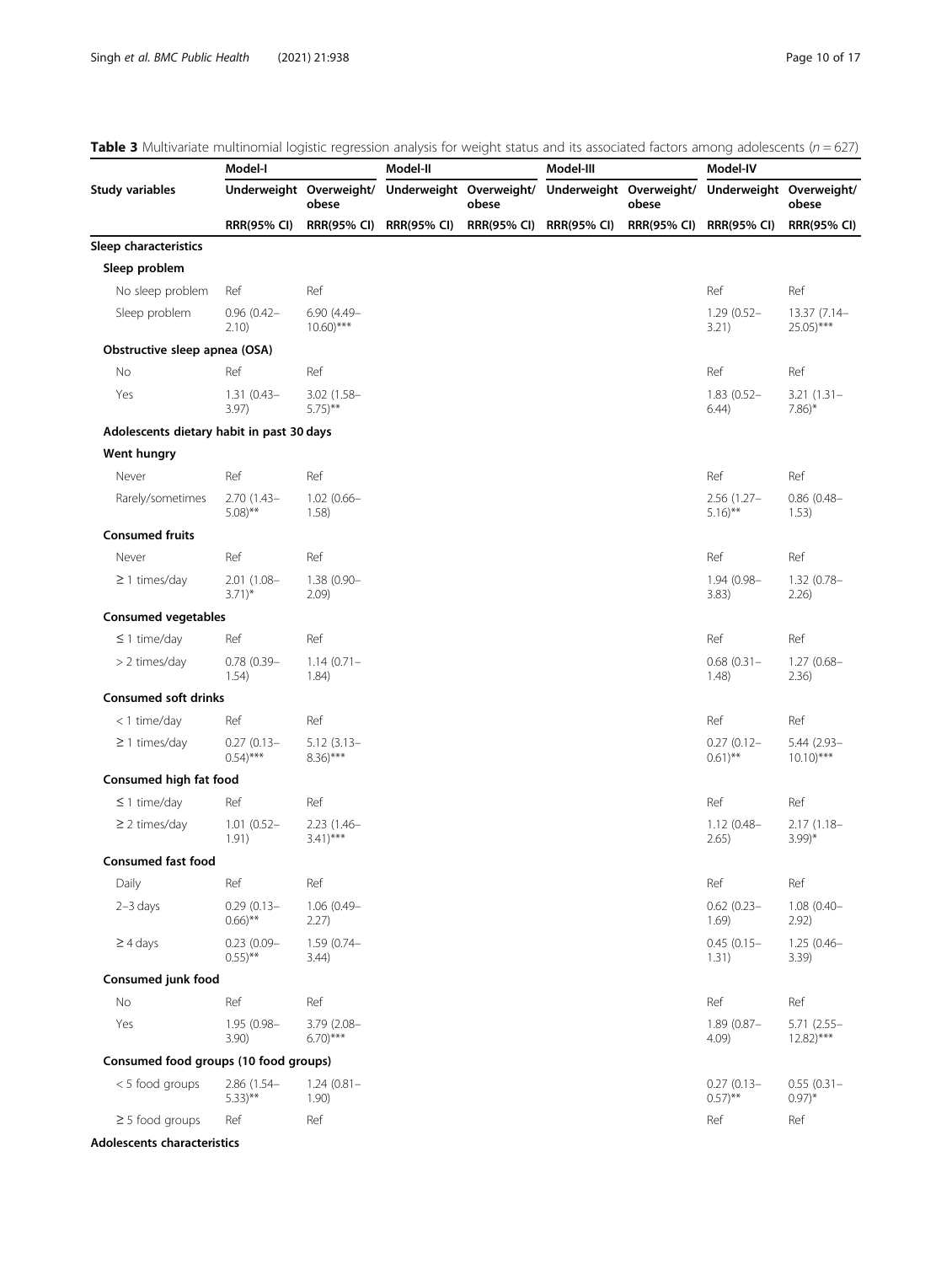**Table 3** Multivariate multinomial logistic regression analysis for weight status and its associated factors among adolescents (*n* = 627)

| Study variables | Model-I | | Model-II | | Model-III | | Model-IV | |
|---|---|---|---|---|---|---|---|---|
| | Underweight | Overweight/ obese | Underweight | Overweight/ obese | Underweight | Overweight/ obese | Underweight | Overweight/ obese |
| | RRR(95% CI) | RRR(95% CI) | RRR(95% CI) | RRR(95% CI) | RRR(95% CI) | RRR(95% CI) | RRR(95% CI) | RRR(95% CI) |
| **Sleep characteristics** | | | | | | | | |
| **Sleep problem** | | | | | | | | |
| No sleep problem | Ref | Ref | | | | | Ref | Ref |
| Sleep problem | 0.96 (0.42–2.10) | 6.90 (4.49–10.60)*** | | | | | 1.29 (0.52–3.21) | 13.37 (7.14–25.05)*** |
| **Obstructive sleep apnea (OSA)** | | | | | | | | |
| No | Ref | Ref | | | | | Ref | Ref |
| Yes | 1.31 (0.43–3.97) | 3.02 (1.58–5.75)** | | | | | 1.83 (0.52–6.44) | 3.21 (1.31–7.86)* |
| **Adolescents dietary habit in past 30 days** | | | | | | | | |
| **Went hungry** | | | | | | | | |
| Never | Ref | Ref | | | | | Ref | Ref |
| Rarely/sometimes | 2.70 (1.43–5.08)** | 1.02 (0.66–1.58) | | | | | 2.56 (1.27–5.16)** | 0.86 (0.48–1.53) |
| **Consumed fruits** | | | | | | | | |
| Never | Ref | Ref | | | | | Ref | Ref |
| ≥ 1 times/day | 2.01 (1.08–3.71)* | 1.38 (0.90–2.09) | | | | | 1.94 (0.98–3.83) | 1.32 (0.78–2.26) |
| **Consumed vegetables** | | | | | | | | |
| ≤ 1 time/day | Ref | Ref | | | | | Ref | Ref |
| > 2 times/day | 0.78 (0.39–1.54) | 1.14 (0.71–1.84) | | | | | 0.68 (0.31–1.48) | 1.27 (0.68–2.36) |
| **Consumed soft drinks** | | | | | | | | |
| < 1 time/day | Ref | Ref | | | | | Ref | Ref |
| ≥ 1 times/day | 0.27 (0.13–0.54)*** | 5.12 (3.13–8.36)*** | | | | | 0.27 (0.12–0.61)** | 5.44 (2.93–10.10)*** |
| **Consumed high fat food** | | | | | | | | |
| ≤ 1 time/day | Ref | Ref | | | | | Ref | Ref |
| ≥ 2 times/day | 1.01 (0.52–1.91) | 2.23 (1.46–3.41)*** | | | | | 1.12 (0.48–2.65) | 2.17 (1.18–3.99)* |
| **Consumed fast food** | | | | | | | | |
| Daily | Ref | Ref | | | | | Ref | Ref |
| 2–3 days | 0.29 (0.13–0.66)** | 1.06 (0.49–2.27) | | | | | 0.62 (0.23–1.69) | 1.08 (0.40–2.92) |
| ≥ 4 days | 0.23 (0.09–0.55)** | 1.59 (0.74–3.44) | | | | | 0.45 (0.15–1.31) | 1.25 (0.46–3.39) |
| **Consumed junk food** | | | | | | | | |
| No | Ref | Ref | | | | | Ref | Ref |
| Yes | 1.95 (0.98–3.90) | 3.79 (2.08–6.70)*** | | | | | 1.89 (0.87–4.09) | 5.71 (2.55–12.82)*** |
| **Consumed food groups (10 food groups)** | | | | | | | | |
| < 5 food groups | 2.86 (1.54–5.33)** | 1.24 (0.81–1.90) | | | | | 0.27 (0.13–0.57)** | 0.55 (0.31–0.97)* |
| ≥ 5 food groups | Ref | Ref | | | | | Ref | Ref |
| **Adolescents characteristics** | | | | | | | | |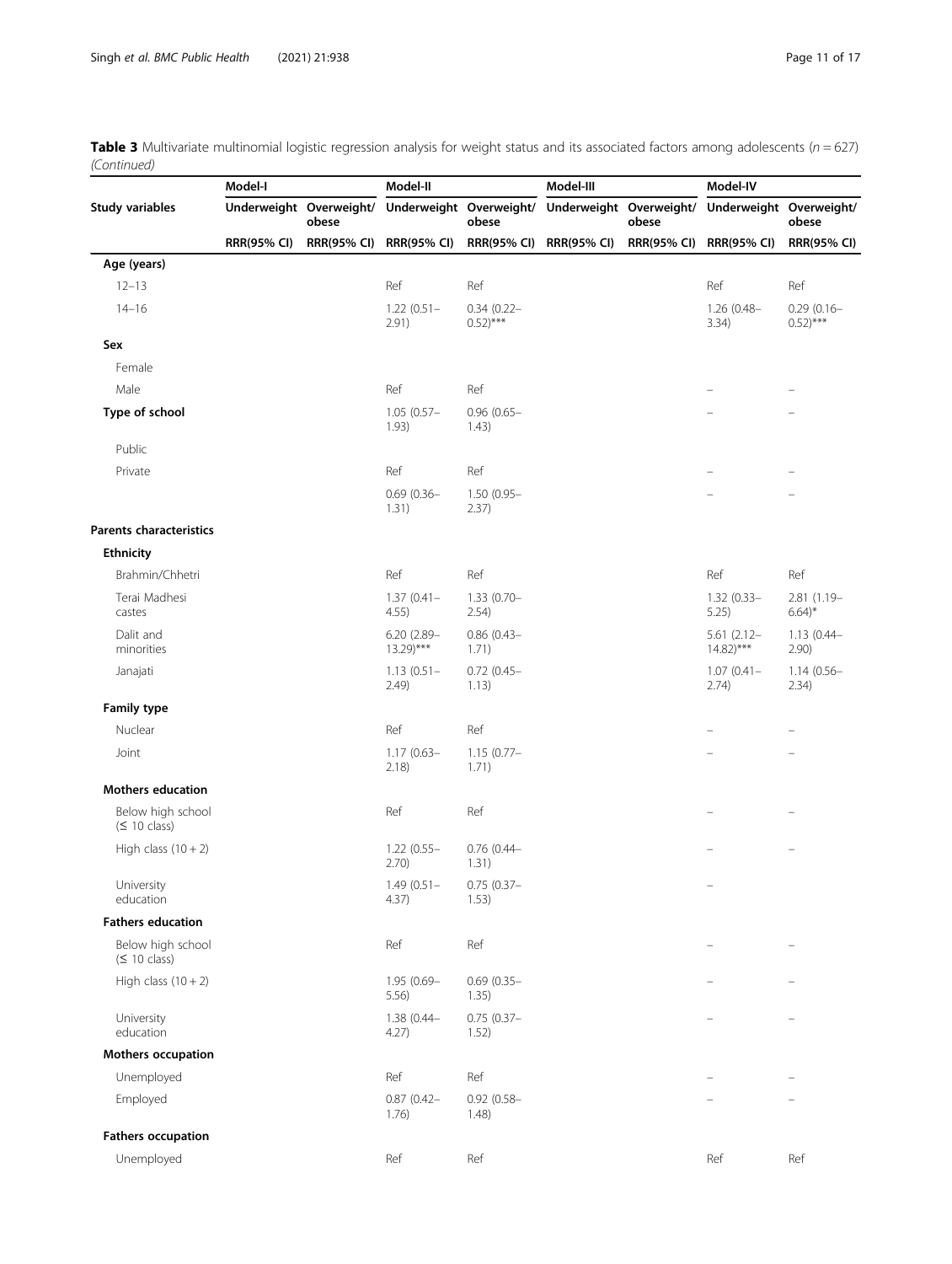**Table 3** Multivariate multinomial logistic regression analysis for weight status and its associated factors among adolescents (*n* = 627) *(Continued)*

| Study variables | Model-I | | Model-II | | Model-III | | Model-IV | |
|---|---|---|---|---|---|---|---|---|
| | Underweight | Overweight/ obese | Underweight | Overweight/ obese | Underweight | Overweight/ obese | Underweight | Overweight/ obese |
| | RRR(95% CI) | RRR(95% CI) | RRR(95% CI) | RRR(95% CI) | RRR(95% CI) | RRR(95% CI) | RRR(95% CI) | RRR(95% CI) |
| **Age (years)** | | | | | | | | |
| 12–13 | | | Ref | Ref | | | Ref | Ref |
| 14–16 | | | 1.22 (0.51–2.91) | 0.34 (0.22–0.52)*** | | | 1.26 (0.48–3.34) | 0.29 (0.16–0.52)*** |
| **Sex** | | | | | | | | |
| Female | | | | | | | | |
| Male | | | Ref | Ref | | | – | – |
| **Type of school** | | | 1.05 (0.57–1.93) | 0.96 (0.65–1.43) | | | – | – |
| Public | | | | | | | | |
| Private | | | Ref | Ref | | | – | – |
| | | | 0.69 (0.36–1.31) | 1.50 (0.95–2.37) | | | – | – |
| **Parents characteristics** | | | | | | | | |
| **Ethnicity** | | | | | | | | |
| Brahmin/Chhetri | | | Ref | Ref | | | Ref | Ref |
| Terai Madhesi castes | | | 1.37 (0.41–4.55) | 1.33 (0.70–2.54) | | | 1.32 (0.33–5.25) | 2.81 (1.19–6.64)* |
| Dalit and minorities | | | 6.20 (2.89–13.29)*** | 0.86 (0.43–1.71) | | | 5.61 (2.12–14.82)*** | 1.13 (0.44–2.90) |
| Janajati | | | 1.13 (0.51–2.49) | 0.72 (0.45–1.13) | | | 1.07 (0.41–2.74) | 1.14 (0.56–2.34) |
| **Family type** | | | | | | | | |
| Nuclear | | | Ref | Ref | | | – | – |
| Joint | | | 1.17 (0.63–2.18) | 1.15 (0.77–1.71) | | | – | – |
| **Mothers education** | | | | | | | | |
| Below high school (≤ 10 class) | | | Ref | Ref | | | – | – |
| High class (10 + 2) | | | 1.22 (0.55–2.70) | 0.76 (0.44–1.31) | | | – | – |
| University education | | | 1.49 (0.51–4.37) | 0.75 (0.37–1.53) | | | – | |
| **Fathers education** | | | | | | | | |
| Below high school (≤ 10 class) | | | Ref | Ref | | | – | – |
| High class (10 + 2) | | | 1.95 (0.69–5.56) | 0.69 (0.35–1.35) | | | – | – |
| University education | | | 1.38 (0.44–4.27) | 0.75 (0.37–1.52) | | | – | – |
| **Mothers occupation** | | | | | | | | |
| Unemployed | | | Ref | Ref | | | – | – |
| Employed | | | 0.87 (0.42–1.76) | 0.92 (0.58–1.48) | | | – | – |
| **Fathers occupation** | | | | | | | | |
| Unemployed | | | Ref | Ref | | | Ref | Ref |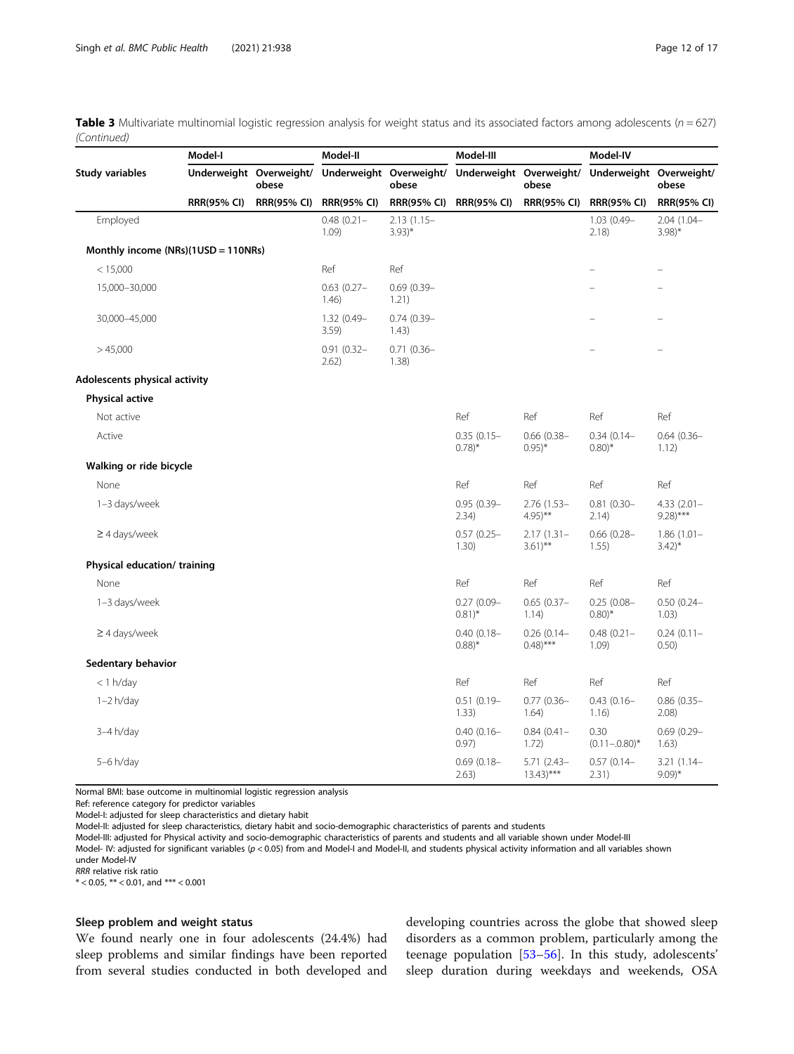**Table 3** Multivariate multinomial logistic regression analysis for weight status and its associated factors among adolescents (n = 627) *(Continued)*

| Study variables | Model-I | | Model-II | | Model-III | | Model-IV | |
|---|---|---|---|---|---|---|---|---|
| | Underweight | Overweight/ obese | Underweight | Overweight/ obese | Underweight | Overweight/ obese | Underweight | Overweight/ obese |
| | RRR(95% CI) | RRR(95% CI) | RRR(95% CI) | RRR(95% CI) | RRR(95% CI) | RRR(95% CI) | RRR(95% CI) | RRR(95% CI) |
| Employed | | | 0.48 (0.21–1.09) | 2.13 (1.15–3.93)* | | | 1.03 (0.49–2.18) | 2.04 (1.04–3.98)* |
| **Monthly income (NRs)(1USD = 110NRs)** | | | | | | | | |
| < 15,000 | | | Ref | Ref | | | – | – |
| 15,000–30,000 | | | 0.63 (0.27–1.46) | 0.69 (0.39–1.21) | | | – | – |
| 30,000–45,000 | | | 1.32 (0.49–3.59) | 0.74 (0.39–1.43) | | | – | – |
| > 45,000 | | | 0.91 (0.32–2.62) | 0.71 (0.36–1.38) | | | – | – |
| **Adolescents physical activity** | | | | | | | | |
| **Physical active** | | | | | | | | |
| Not active | | | | | Ref | Ref | Ref | Ref |
| Active | | | | | 0.35 (0.15–0.78)* | 0.66 (0.38–0.95)* | 0.34 (0.14–0.80)* | 0.64 (0.36–1.12) |
| **Walking or ride bicycle** | | | | | | | | |
| None | | | | | Ref | Ref | Ref | Ref |
| 1–3 days/week | | | | | 0.95 (0.39–2.34) | 2.76 (1.53–4.95)** | 0.81 (0.30–2.14) | 4.33 (2.01–9.28)*** |
| ≥ 4 days/week | | | | | 0.57 (0.25–1.30) | 2.17 (1.31–3.61)** | 0.66 (0.28–1.55) | 1.86 (1.01–3.42)* |
| **Physical education/ training** | | | | | | | | |
| None | | | | | Ref | Ref | Ref | Ref |
| 1–3 days/week | | | | | 0.27 (0.09–0.81)* | 0.65 (0.37–1.14) | 0.25 (0.08–0.80)* | 0.50 (0.24–1.03) |
| ≥ 4 days/week | | | | | 0.40 (0.18–0.88)* | 0.26 (0.14–0.48)*** | 0.48 (0.21–1.09) | 0.24 (0.11–0.50) |
| **Sedentary behavior** | | | | | | | | |
| < 1 h/day | | | | | Ref | Ref | Ref | Ref |
| 1–2 h/day | | | | | 0.51 (0.19–1.33) | 0.77 (0.36–1.64) | 0.43 (0.16–1.16) | 0.86 (0.35–2.08) |
| 3–4 h/day | | | | | 0.40 (0.16–0.97) | 0.84 (0.41–1.72) | 0.30 (0.11–.0.80)* | 0.69 (0.29–1.63) |
| 5–6 h/day | | | | | 0.69 (0.18–2.63) | 5.71 (2.43–13.43)*** | 0.57 (0.14–2.31) | 3.21 (1.14–9.09)* |

Normal BMI: base outcome in multinomial logistic regression analysis
Ref: reference category for predictor variables
Model-I: adjusted for sleep characteristics and dietary habit
Model-II: adjusted for sleep characteristics, dietary habit and socio-demographic characteristics of parents and students
Model-III: adjusted for Physical activity and socio-demographic characteristics of parents and students and all variable shown under Model-III
Model- IV: adjusted for significant variables ($p < 0.05$) from and Model-I and Model-II, and students physical activity information and all variables shown under Model-IV
*RRR* relative risk ratio
* < 0.05, ** < 0.01, and *** < 0.001

### Sleep problem and weight status

We found nearly one in four adolescents (24.4%) had sleep problems and similar findings have been reported from several studies conducted in both developed and developing countries across the globe that showed sleep disorders as a common problem, particularly among the teenage population [53–56]. In this study, adolescents' sleep duration during weekdays and weekends, OSA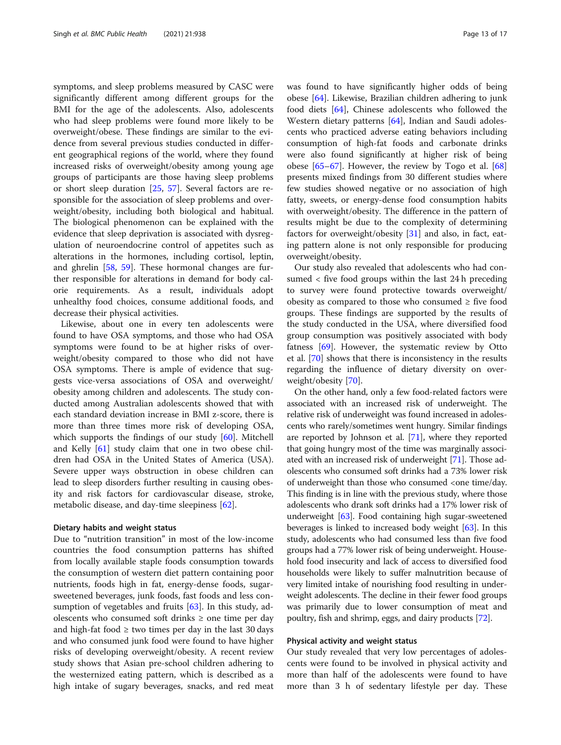symptoms, and sleep problems measured by CASC were significantly different among different groups for the BMI for the age of the adolescents. Also, adolescents who had sleep problems were found more likely to be overweight/obese. These findings are similar to the evidence from several previous studies conducted in different geographical regions of the world, where they found increased risks of overweight/obesity among young age groups of participants are those having sleep problems or short sleep duration [25, 57]. Several factors are responsible for the association of sleep problems and overweight/obesity, including both biological and habitual. The biological phenomenon can be explained with the evidence that sleep deprivation is associated with dysregulation of neuroendocrine control of appetites such as alterations in the hormones, including cortisol, leptin, and ghrelin [58, 59]. These hormonal changes are further responsible for alterations in demand for body calorie requirements. As a result, individuals adopt unhealthy food choices, consume additional foods, and decrease their physical activities.

Likewise, about one in every ten adolescents were found to have OSA symptoms, and those who had OSA symptoms were found to be at higher risks of overweight/obesity compared to those who did not have OSA symptoms. There is ample of evidence that suggests vice-versa associations of OSA and overweight/obesity among children and adolescents. The study conducted among Australian adolescents showed that with each standard deviation increase in BMI z-score, there is more than three times more risk of developing OSA, which supports the findings of our study [60]. Mitchell and Kelly [61] study claim that one in two obese children had OSA in the United States of America (USA). Severe upper ways obstruction in obese children can lead to sleep disorders further resulting in causing obesity and risk factors for cardiovascular disease, stroke, metabolic disease, and day-time sleepiness [62].

#### Dietary habits and weight status

Due to "nutrition transition" in most of the low-income countries the food consumption patterns has shifted from locally available staple foods consumption towards the consumption of western diet pattern containing poor nutrients, foods high in fat, energy-dense foods, sugar-sweetened beverages, junk foods, fast foods and less consumption of vegetables and fruits [63]. In this study, adolescents who consumed soft drinks ≥ one time per day and high-fat food ≥ two times per day in the last 30 days and who consumed junk food were found to have higher risks of developing overweight/obesity. A recent review study shows that Asian pre-school children adhering to the westernized eating pattern, which is described as a high intake of sugary beverages, snacks, and red meat was found to have significantly higher odds of being obese [64]. Likewise, Brazilian children adhering to junk food diets [64], Chinese adolescents who followed the Western dietary patterns [64], Indian and Saudi adolescents who practiced adverse eating behaviors including consumption of high-fat foods and carbonate drinks were also found significantly at higher risk of being obese [65–67]. However, the review by Togo et al. [68] presents mixed findings from 30 different studies where few studies showed negative or no association of high fatty, sweets, or energy-dense food consumption habits with overweight/obesity. The difference in the pattern of results might be due to the complexity of determining factors for overweight/obesity [31] and also, in fact, eating pattern alone is not only responsible for producing overweight/obesity.

Our study also revealed that adolescents who had consumed < five food groups within the last 24 h preceding to survey were found protective towards overweight/obesity as compared to those who consumed ≥ five food groups. These findings are supported by the results of the study conducted in the USA, where diversified food group consumption was positively associated with body fatness [69]. However, the systematic review by Otto et al. [70] shows that there is inconsistency in the results regarding the influence of dietary diversity on overweight/obesity [70].

On the other hand, only a few food-related factors were associated with an increased risk of underweight. The relative risk of underweight was found increased in adolescents who rarely/sometimes went hungry. Similar findings are reported by Johnson et al. [71], where they reported that going hungry most of the time was marginally associated with an increased risk of underweight [71]. Those adolescents who consumed soft drinks had a 73% lower risk of underweight than those who consumed <one time/day. This finding is in line with the previous study, where those adolescents who drank soft drinks had a 17% lower risk of underweight [63]. Food containing high sugar-sweetened beverages is linked to increased body weight [63]. In this study, adolescents who had consumed less than five food groups had a 77% lower risk of being underweight. Household food insecurity and lack of access to diversified food households were likely to suffer malnutrition because of very limited intake of nourishing food resulting in underweight adolescents. The decline in their fewer food groups was primarily due to lower consumption of meat and poultry, fish and shrimp, eggs, and dairy products [72].

#### Physical activity and weight status

Our study revealed that very low percentages of adolescents were found to be involved in physical activity and more than half of the adolescents were found to have more than 3 h of sedentary lifestyle per day. These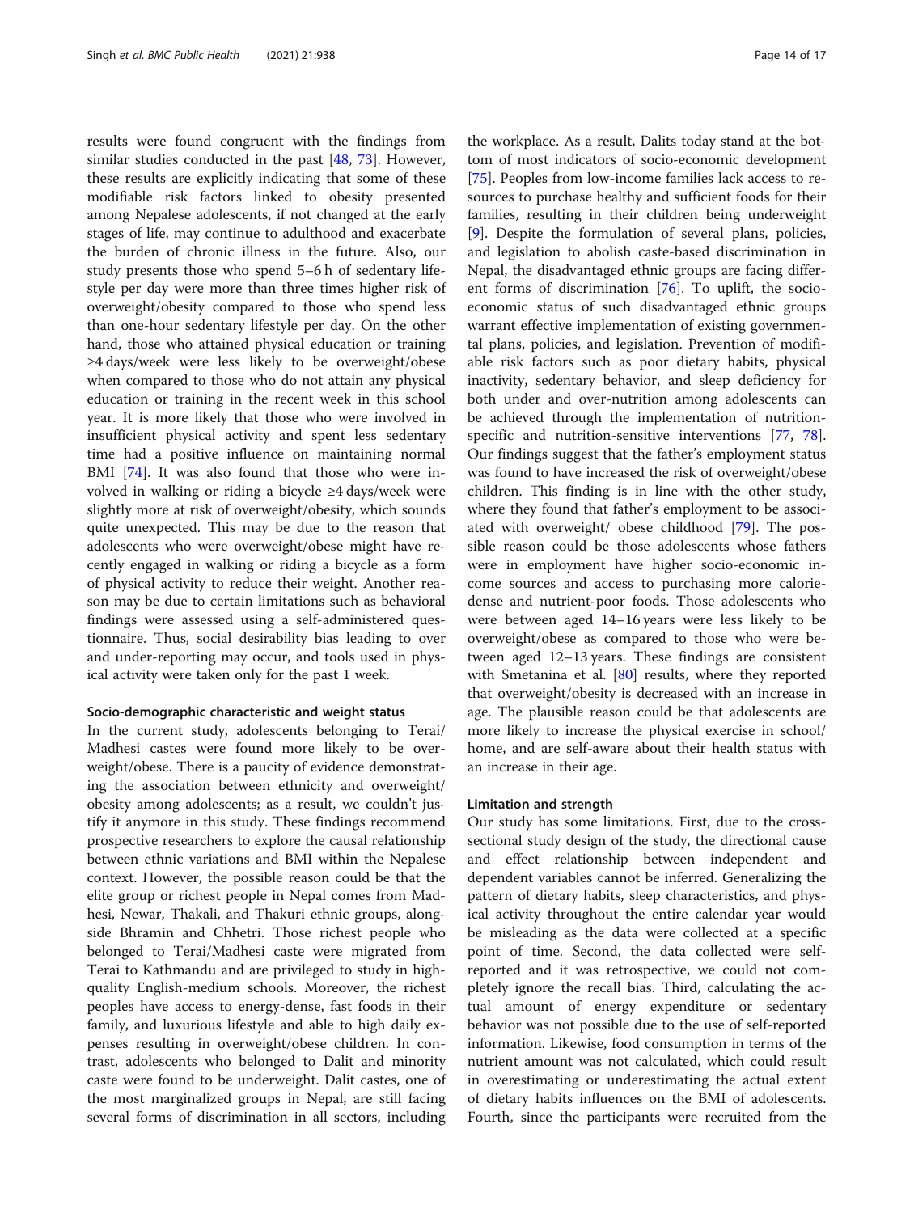results were found congruent with the findings from similar studies conducted in the past [48, 73]. However, these results are explicitly indicating that some of these modifiable risk factors linked to obesity presented among Nepalese adolescents, if not changed at the early stages of life, may continue to adulthood and exacerbate the burden of chronic illness in the future. Also, our study presents those who spend 5–6 h of sedentary lifestyle per day were more than three times higher risk of overweight/obesity compared to those who spend less than one-hour sedentary lifestyle per day. On the other hand, those who attained physical education or training ≥4 days/week were less likely to be overweight/obese when compared to those who do not attain any physical education or training in the recent week in this school year. It is more likely that those who were involved in insufficient physical activity and spent less sedentary time had a positive influence on maintaining normal BMI [74]. It was also found that those who were involved in walking or riding a bicycle ≥4 days/week were slightly more at risk of overweight/obesity, which sounds quite unexpected. This may be due to the reason that adolescents who were overweight/obese might have recently engaged in walking or riding a bicycle as a form of physical activity to reduce their weight. Another reason may be due to certain limitations such as behavioral findings were assessed using a self-administered questionnaire. Thus, social desirability bias leading to over and under-reporting may occur, and tools used in physical activity were taken only for the past 1 week.

### Socio-demographic characteristic and weight status

In the current study, adolescents belonging to Terai/Madhesi castes were found more likely to be overweight/obese. There is a paucity of evidence demonstrating the association between ethnicity and overweight/obesity among adolescents; as a result, we couldn't justify it anymore in this study. These findings recommend prospective researchers to explore the causal relationship between ethnic variations and BMI within the Nepalese context. However, the possible reason could be that the elite group or richest people in Nepal comes from Madhesi, Newar, Thakali, and Thakuri ethnic groups, alongside Bhramin and Chhetri. Those richest people who belonged to Terai/Madhesi caste were migrated from Terai to Kathmandu and are privileged to study in high-quality English-medium schools. Moreover, the richest peoples have access to energy-dense, fast foods in their family, and luxurious lifestyle and able to high daily expenses resulting in overweight/obese children. In contrast, adolescents who belonged to Dalit and minority caste were found to be underweight. Dalit castes, one of the most marginalized groups in Nepal, are still facing several forms of discrimination in all sectors, including the workplace. As a result, Dalits today stand at the bottom of most indicators of socio-economic development [75]. Peoples from low-income families lack access to resources to purchase healthy and sufficient foods for their families, resulting in their children being underweight [9]. Despite the formulation of several plans, policies, and legislation to abolish caste-based discrimination in Nepal, the disadvantaged ethnic groups are facing different forms of discrimination [76]. To uplift, the socioeconomic status of such disadvantaged ethnic groups warrant effective implementation of existing governmental plans, policies, and legislation. Prevention of modifiable risk factors such as poor dietary habits, physical inactivity, sedentary behavior, and sleep deficiency for both under and over-nutrition among adolescents can be achieved through the implementation of nutrition-specific and nutrition-sensitive interventions [77, 78]. Our findings suggest that the father's employment status was found to have increased the risk of overweight/obese children. This finding is in line with the other study, where they found that father's employment to be associated with overweight/ obese childhood [79]. The possible reason could be those adolescents whose fathers were in employment have higher socio-economic income sources and access to purchasing more calorie-dense and nutrient-poor foods. Those adolescents who were between aged 14–16 years were less likely to be overweight/obese as compared to those who were between aged 12–13 years. These findings are consistent with Smetanina et al. [80] results, where they reported that overweight/obesity is decreased with an increase in age. The plausible reason could be that adolescents are more likely to increase the physical exercise in school/home, and are self-aware about their health status with an increase in their age.

### Limitation and strength

Our study has some limitations. First, due to the cross-sectional study design of the study, the directional cause and effect relationship between independent and dependent variables cannot be inferred. Generalizing the pattern of dietary habits, sleep characteristics, and physical activity throughout the entire calendar year would be misleading as the data were collected at a specific point of time. Second, the data collected were self-reported and it was retrospective, we could not completely ignore the recall bias. Third, calculating the actual amount of energy expenditure or sedentary behavior was not possible due to the use of self-reported information. Likewise, food consumption in terms of the nutrient amount was not calculated, which could result in overestimating or underestimating the actual extent of dietary habits influences on the BMI of adolescents. Fourth, since the participants were recruited from the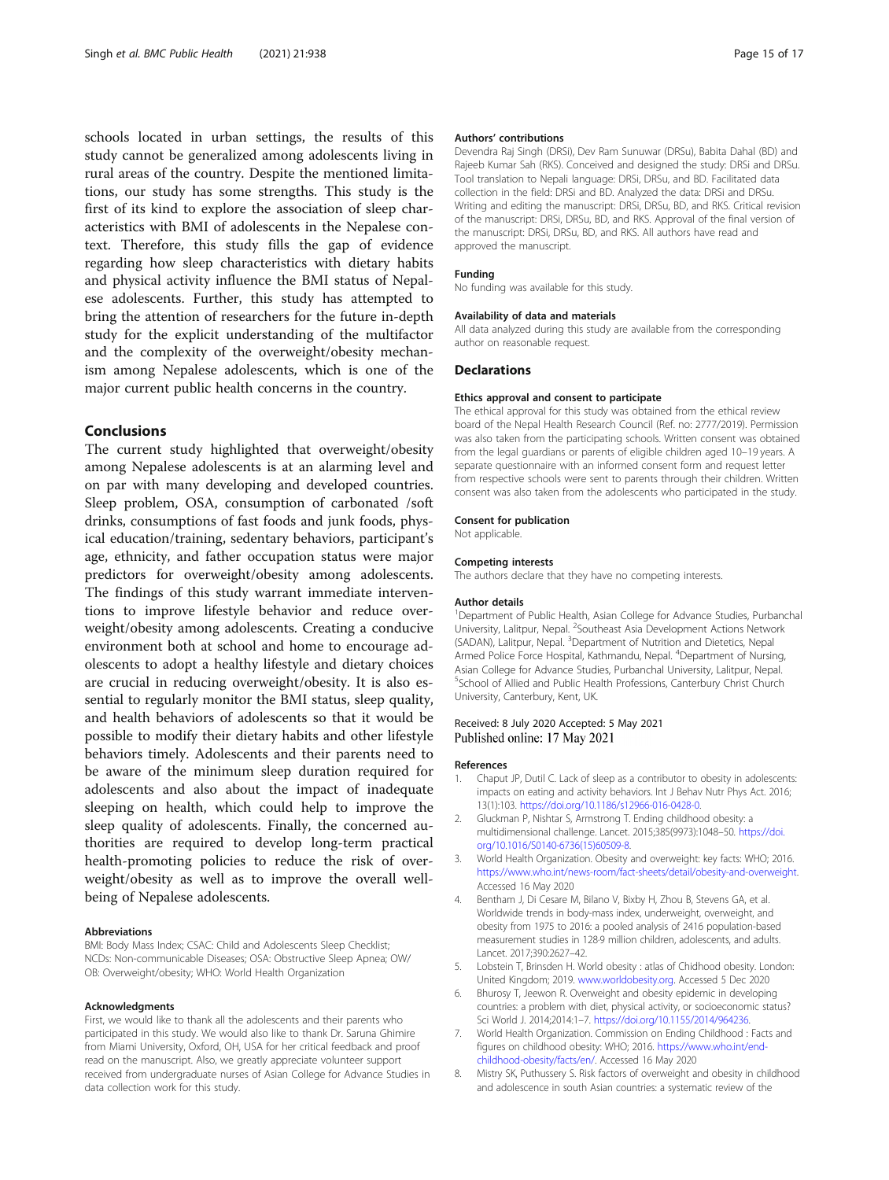schools located in urban settings, the results of this study cannot be generalized among adolescents living in rural areas of the country. Despite the mentioned limitations, our study has some strengths. This study is the first of its kind to explore the association of sleep characteristics with BMI of adolescents in the Nepalese context. Therefore, this study fills the gap of evidence regarding how sleep characteristics with dietary habits and physical activity influence the BMI status of Nepalese adolescents. Further, this study has attempted to bring the attention of researchers for the future in-depth study for the explicit understanding of the multifactor and the complexity of the overweight/obesity mechanism among Nepalese adolescents, which is one of the major current public health concerns in the country.

## Conclusions

The current study highlighted that overweight/obesity among Nepalese adolescents is at an alarming level and on par with many developing and developed countries. Sleep problem, OSA, consumption of carbonated /soft drinks, consumptions of fast foods and junk foods, physical education/training, sedentary behaviors, participant's age, ethnicity, and father occupation status were major predictors for overweight/obesity among adolescents. The findings of this study warrant immediate interventions to improve lifestyle behavior and reduce overweight/obesity among adolescents. Creating a conducive environment both at school and home to encourage adolescents to adopt a healthy lifestyle and dietary choices are crucial in reducing overweight/obesity. It is also essential to regularly monitor the BMI status, sleep quality, and health behaviors of adolescents so that it would be possible to modify their dietary habits and other lifestyle behaviors timely. Adolescents and their parents need to be aware of the minimum sleep duration required for adolescents and also about the impact of inadequate sleeping on health, which could help to improve the sleep quality of adolescents. Finally, the concerned authorities are required to develop long-term practical health-promoting policies to reduce the risk of overweight/obesity as well as to improve the overall well-being of Nepalese adolescents.

#### Abbreviations

BMI: Body Mass Index; CSAC: Child and Adolescents Sleep Checklist; NCDs: Non-communicable Diseases; OSA: Obstructive Sleep Apnea; OW/OB: Overweight/obesity; WHO: World Health Organization

#### Acknowledgments

First, we would like to thank all the adolescents and their parents who participated in this study. We would also like to thank Dr. Saruna Ghimire from Miami University, Oxford, OH, USA for her critical feedback and proof read on the manuscript. Also, we greatly appreciate volunteer support received from undergraduate nurses of Asian College for Advance Studies in data collection work for this study.

#### Authors' contributions

Devendra Raj Singh (DRSi), Dev Ram Sunuwar (DRSu), Babita Dahal (BD) and Rajeeb Kumar Sah (RKS). Conceived and designed the study: DRSi and DRSu. Tool translation to Nepali language: DRSi, DRSu, and BD. Facilitated data collection in the field: DRSi and BD. Analyzed the data: DRSi and DRSu. Writing and editing the manuscript: DRSi, DRSu, BD, and RKS. Critical revision of the manuscript: DRSi, DRSu, BD, and RKS. Approval of the final version of the manuscript: DRSi, DRSu, BD, and RKS. All authors have read and approved the manuscript.

#### Funding

No funding was available for this study.

#### Availability of data and materials

All data analyzed during this study are available from the corresponding author on reasonable request.

### Declarations

#### Ethics approval and consent to participate

The ethical approval for this study was obtained from the ethical review board of the Nepal Health Research Council (Ref. no: 2777/2019). Permission was also taken from the participating schools. Written consent was obtained from the legal guardians or parents of eligible children aged 10–19 years. A separate questionnaire with an informed consent form and request letter from respective schools were sent to parents through their children. Written consent was also taken from the adolescents who participated in the study.

#### Consent for publication

Not applicable.

#### Competing interests

The authors declare that they have no competing interests.

#### Author details

[1]Department of Public Health, Asian College for Advance Studies, Purbanchal University, Lalitpur, Nepal. [2]Southeast Asia Development Actions Network (SADAN), Lalitpur, Nepal. [3]Department of Nutrition and Dietetics, Nepal Armed Police Force Hospital, Kathmandu, Nepal. [4]Department of Nursing, Asian College for Advance Studies, Purbanchal University, Lalitpur, Nepal. [5]School of Allied and Public Health Professions, Canterbury Christ Church University, Canterbury, Kent, UK.

Received: 8 July 2020 Accepted: 5 May 2021
Published online: 17 May 2021

#### References

1. Chaput JP, Dutil C. Lack of sleep as a contributor to obesity in adolescents: impacts on eating and activity behaviors. Int J Behav Nutr Phys Act. 2016; 13(1):103. https://doi.org/10.1186/s12966-016-0428-0.
2. Gluckman P, Nishtar S, Armstrong T. Ending childhood obesity: a multidimensional challenge. Lancet. 2015;385(9973):1048–50. https://doi.org/10.1016/S0140-6736(15)60509-8.
3. World Health Organization. Obesity and overweight: key facts: WHO; 2016. https://www.who.int/news-room/fact-sheets/detail/obesity-and-overweight. Accessed 16 May 2020
4. Bentham J, Di Cesare M, Bilano V, Bixby H, Zhou B, Stevens GA, et al. Worldwide trends in body-mass index, underweight, overweight, and obesity from 1975 to 2016: a pooled analysis of 2416 population-based measurement studies in 128·9 million children, adolescents, and adults. Lancet. 2017;390:2627–42.
5. Lobstein T, Brinsden H. World obesity : atlas of Chidhood obesity. London: United Kingdom; 2019. www.worldobesity.org. Accessed 5 Dec 2020
6. Bhurosy T, Jeewon R. Overweight and obesity epidemic in developing countries: a problem with diet, physical activity, or socioeconomic status? Sci World J. 2014;2014:1–7. https://doi.org/10.1155/2014/964236.
7. World Health Organization. Commission on Ending Childhood : Facts and figures on childhood obesity: WHO; 2016. https://www.who.int/end-childhood-obesity/facts/en/. Accessed 16 May 2020
8. Mistry SK, Puthussery S. Risk factors of overweight and obesity in childhood and adolescence in south Asian countries: a systematic review of the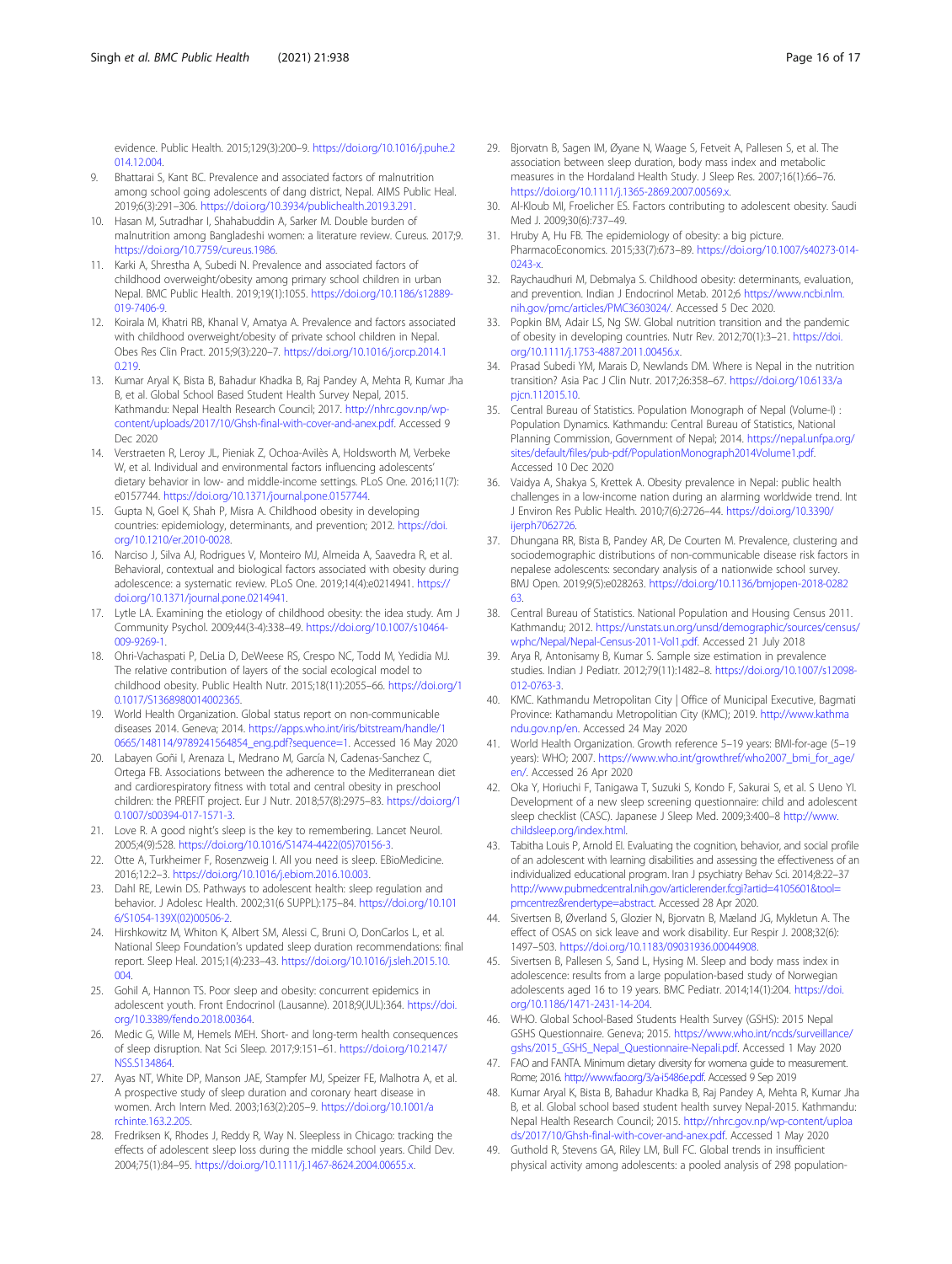evidence. Public Health. 2015;129(3):200–9. https://doi.org/10.1016/j.puhe.2014.12.004.

9. Bhattarai S, Kant BC. Prevalence and associated factors of malnutrition among school going adolescents of dang district, Nepal. AIMS Public Heal. 2019;6(3):291–306. https://doi.org/10.3934/publichealth.2019.3.291.
10. Hasan M, Sutradhar I, Shahabuddin A, Sarker M. Double burden of malnutrition among Bangladeshi women: a literature review. Cureus. 2017;9. https://doi.org/10.7759/cureus.1986.
11. Karki A, Shrestha A, Subedi N. Prevalence and associated factors of childhood overweight/obesity among primary school children in urban Nepal. BMC Public Health. 2019;19(1):1055. https://doi.org/10.1186/s12889-019-7406-9.
12. Koirala M, Khatri RB, Khanal V, Amatya A. Prevalence and factors associated with childhood overweight/obesity of private school children in Nepal. Obes Res Clin Pract. 2015;9(3):220–7. https://doi.org/10.1016/j.orcp.2014.10.219.
13. Kumar Aryal K, Bista B, Bahadur Khadka B, Raj Pandey A, Mehta R, Kumar Jha B, et al. Global School Based Student Health Survey Nepal, 2015. Kathmandu: Nepal Health Research Council; 2017. http://nhrc.gov.np/wp-content/uploads/2017/10/Ghsh-final-with-cover-and-anex.pdf. Accessed 9 Dec 2020
14. Verstraeten R, Leroy JL, Pieniak Z, Ochoa-Avilès A, Holdsworth M, Verbeke W, et al. Individual and environmental factors influencing adolescents' dietary behavior in low- and middle-income settings. PLoS One. 2016;11(7):e0157744. https://doi.org/10.1371/journal.pone.0157744.
15. Gupta N, Goel K, Shah P, Misra A. Childhood obesity in developing countries: epidemiology, determinants, and prevention; 2012. https://doi.org/10.1210/er.2010-0028.
16. Narciso J, Silva AJ, Rodrigues V, Monteiro MJ, Almeida A, Saavedra R, et al. Behavioral, contextual and biological factors associated with obesity during adolescence: a systematic review. PLoS One. 2019;14(4):e0214941. https://doi.org/10.1371/journal.pone.0214941.
17. Lytle LA. Examining the etiology of childhood obesity: the idea study. Am J Community Psychol. 2009;44(3-4):338–49. https://doi.org/10.1007/s10464-009-9269-1.
18. Ohri-Vachaspati P, DeLia D, DeWeese RS, Crespo NC, Todd M, Yedidia MJ. The relative contribution of layers of the social ecological model to childhood obesity. Public Health Nutr. 2015;18(11):2055–66. https://doi.org/10.1017/S1368980014002365.
19. World Health Organization. Global status report on non-communicable diseases 2014. Geneva; 2014. https://apps.who.int/iris/bitstream/handle/10665/148114/9789241564854_eng.pdf?sequence=1. Accessed 16 May 2020
20. Labayen Goñi I, Arenaza L, Medrano M, García N, Cadenas-Sanchez C, Ortega FB. Associations between the adherence to the Mediterranean diet and cardiorespiratory fitness with total and central obesity in preschool children: the PREFIT project. Eur J Nutr. 2018;57(8):2975–83. https://doi.org/10.1007/s00394-017-1571-3.
21. Love R. A good night's sleep is the key to remembering. Lancet Neurol. 2005;4(9):528. https://doi.org/10.1016/S1474-4422(05)70156-3.
22. Otte A, Turkheimer F, Rosenzweig I. All you need is sleep. EBioMedicine. 2016;12:2–3. https://doi.org/10.1016/j.ebiom.2016.10.003.
23. Dahl RE, Lewin DS. Pathways to adolescent health: sleep regulation and behavior. J Adolesc Health. 2002;31(6 SUPPL):175–84. https://doi.org/10.1016/S1054-139X(02)00506-2.
24. Hirshkowitz M, Whiton K, Albert SM, Alessi C, Bruni O, DonCarlos L, et al. National Sleep Foundation's updated sleep duration recommendations: final report. Sleep Heal. 2015;1(4):233–43. https://doi.org/10.1016/j.sleh.2015.10.004.
25. Gohil A, Hannon TS. Poor sleep and obesity: concurrent epidemics in adolescent youth. Front Endocrinol (Lausanne). 2018;9(JUL):364. https://doi.org/10.3389/fendo.2018.00364.
26. Medic G, Wille M, Hemels MEH. Short- and long-term health consequences of sleep disruption. Nat Sci Sleep. 2017;9:151–61. https://doi.org/10.2147/NSS.S134864.
27. Ayas NT, White DP, Manson JAE, Stampfer MJ, Speizer FE, Malhotra A, et al. A prospective study of sleep duration and coronary heart disease in women. Arch Intern Med. 2003;163(2):205–9. https://doi.org/10.1001/archinte.163.2.205.
28. Fredriksen K, Rhodes J, Reddy R, Way N. Sleepless in Chicago: tracking the effects of adolescent sleep loss during the middle school years. Child Dev. 2004;75(1):84–95. https://doi.org/10.1111/j.1467-8624.2004.00655.x.
29. Bjorvatn B, Sagen IM, Øyane N, Waage S, Fetveit A, Pallesen S, et al. The association between sleep duration, body mass index and metabolic measures in the Hordaland Health Study. J Sleep Res. 2007;16(1):66–76. https://doi.org/10.1111/j.1365-2869.2007.00569.x.
30. Al-Kloub MI, Froelicher ES. Factors contributing to adolescent obesity. Saudi Med J. 2009;30(6):737–49.
31. Hruby A, Hu FB. The epidemiology of obesity: a big picture. PharmacoEconomics. 2015;33(7):673–89. https://doi.org/10.1007/s40273-014-0243-x.
32. Raychaudhuri M, Debmalya S. Childhood obesity: determinants, evaluation, and prevention. Indian J Endocrinol Metab. 2012;6 https://www.ncbi.nlm.nih.gov/pmc/articles/PMC3603024/. Accessed 5 Dec 2020.
33. Popkin BM, Adair LS, Ng SW. Global nutrition transition and the pandemic of obesity in developing countries. Nutr Rev. 2012;70(1):3–21. https://doi.org/10.1111/j.1753-4887.2011.00456.x.
34. Prasad Subedi YM, Marais D, Newlands DM. Where is Nepal in the nutrition transition? Asia Pac J Clin Nutr. 2017;26:358–67. https://doi.org/10.6133/apjcn.112015.10.
35. Central Bureau of Statistics. Population Monograph of Nepal (Volume-I) : Population Dynamics. Kathmandu: Central Bureau of Statistics, National Planning Commission, Government of Nepal; 2014. https://nepal.unfpa.org/sites/default/files/pub-pdf/PopulationMonograph2014Volume1.pdf. Accessed 10 Dec 2020
36. Vaidya A, Shakya S, Krettek A. Obesity prevalence in Nepal: public health challenges in a low-income nation during an alarming worldwide trend. Int J Environ Res Public Health. 2010;7(6):2726–44. https://doi.org/10.3390/ijerph7062726.
37. Dhungana RR, Bista B, Pandey AR, De Courten M. Prevalence, clustering and sociodemographic distributions of non-communicable disease risk factors in nepalese adolescents: secondary analysis of a nationwide school survey. BMJ Open. 2019;9(5):e028263. https://doi.org/10.1136/bmjopen-2018-028263.
38. Central Bureau of Statistics. National Population and Housing Census 2011. Kathmandu; 2012. https://unstats.un.org/unsd/demographic/sources/census/wphc/Nepal/Nepal-Census-2011-Vol1.pdf. Accessed 21 July 2018
39. Arya R, Antonisamy B, Kumar S. Sample size estimation in prevalence studies. Indian J Pediatr. 2012;79(11):1482–8. https://doi.org/10.1007/s12098-012-0763-3.
40. KMC. Kathmandu Metropolitan City | Office of Municipal Executive, Bagmati Province: Kathmandu Metropolitian City (KMC); 2019. http://www.kathmandu.gov.np/en. Accessed 24 May 2020
41. World Health Organization. Growth reference 5–19 years: BMI-for-age (5–19 years): WHO; 2007. https://www.who.int/growthref/who2007_bmi_for_age/en/. Accessed 26 Apr 2020
42. Oka Y, Horiuchi F, Tanigawa T, Suzuki S, Kondo F, Sakurai S, et al. S Ueno YI. Development of a new sleep screening questionnaire: child and adolescent sleep checklist (CASC). Japanese J Sleep Med. 2009;3:400–8 http://www.childsleep.org/index.html.
43. Tabitha Louis P, Arnold EI. Evaluating the cognition, behavior, and social profile of an adolescent with learning disabilities and assessing the effectiveness of an individualized educational program. Iran J psychiatry Behav Sci. 2014;8:22–37 http://www.pubmedcentral.nih.gov/articlerender.fcgi?artid=4105601&tool=pmcentrez&rendertype=abstract. Accessed 28 Apr 2020.
44. Sivertsen B, Øverland S, Glozier N, Bjorvatn B, Mæland JG, Mykletun A. The effect of OSAS on sick leave and work disability. Eur Respir J. 2008;32(6):1497–503. https://doi.org/10.1183/09031936.00044908.
45. Sivertsen B, Pallesen S, Sand L, Hysing M. Sleep and body mass index in adolescence: results from a large population-based study of Norwegian adolescents aged 16 to 19 years. BMC Pediatr. 2014;14(1):204. https://doi.org/10.1186/1471-2431-14-204.
46. WHO. Global School-Based Students Health Survey (GSHS): 2015 Nepal GSHS Questionnaire. Geneva; 2015. https://www.who.int/ncds/surveillance/gshs/2015_GSHS_Nepal_Questionnaire-Nepali.pdf. Accessed 1 May 2020
47. FAO and FANTA. Minimum dietary diversity for womena guide to measurement. Rome; 2016. http://www.fao.org/3/a-i5486e.pdf. Accessed 9 Sep 2019
48. Kumar Aryal K, Bista B, Bahadur Khadka B, Raj Pandey A, Mehta R, Kumar Jha B, et al. Global school based student health survey Nepal-2015. Kathmandu: Nepal Health Research Council; 2015. http://nhrc.gov.np/wp-content/uploads/2017/10/Ghsh-final-with-cover-and-anex.pdf. Accessed 1 May 2020
49. Guthold R, Stevens GA, Riley LM, Bull FC. Global trends in insufficient physical activity among adolescents: a pooled analysis of 298 population-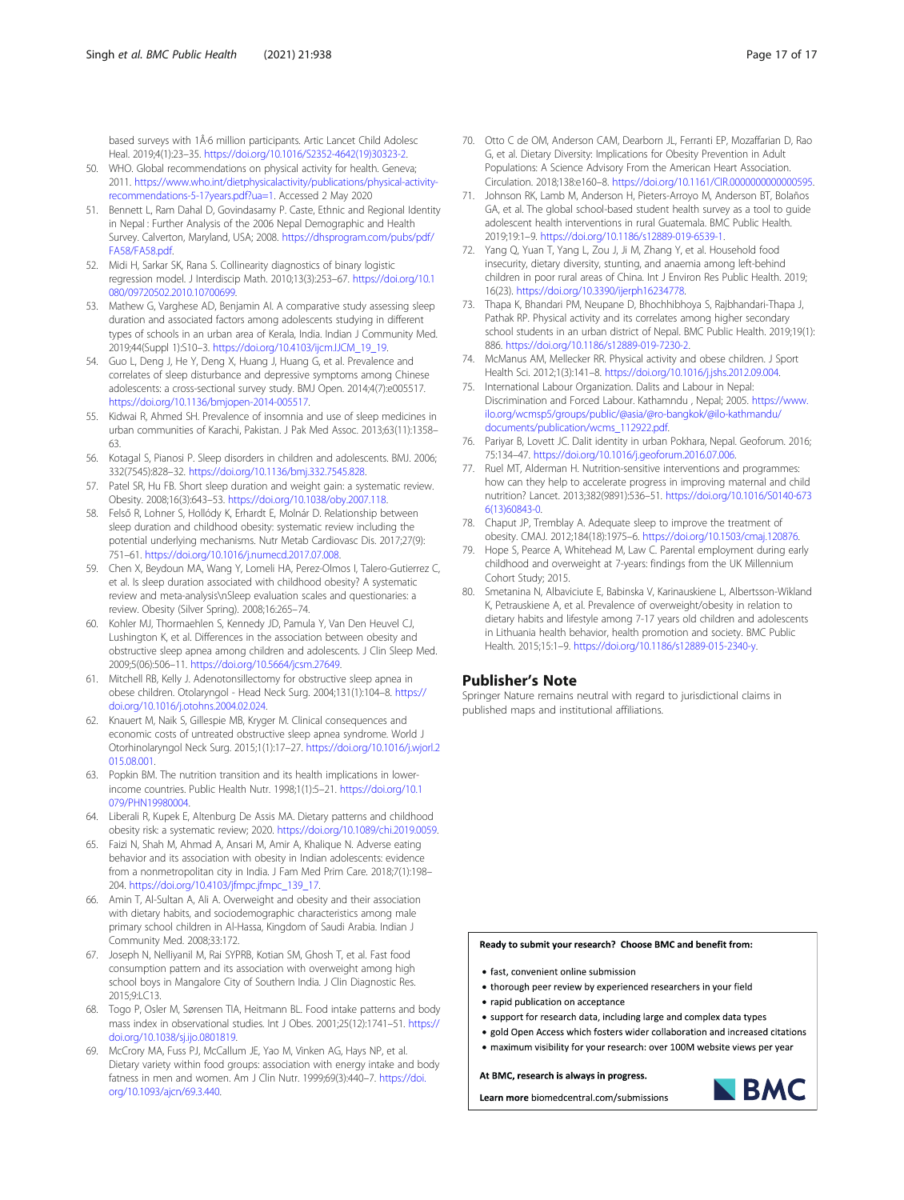based surveys with 1Â·6 million participants. Artic Lancet Child Adolesc Heal. 2019;4(1):23–35. https://doi.org/10.1016/S2352-4642(19)30323-2.

50. WHO. Global recommendations on physical activity for health. Geneva; 2011. https://www.who.int/dietphysicalactivity/publications/physical-activity-recommendations-5-17years.pdf?ua=1. Accessed 2 May 2020
51. Bennett L, Ram Dahal D, Govindasamy P. Caste, Ethnic and Regional Identity in Nepal : Further Analysis of the 2006 Nepal Demographic and Health Survey. Calverton, Maryland, USA; 2008. https://dhsprogram.com/pubs/pdf/FA58/FA58.pdf.
52. Midi H, Sarkar SK, Rana S. Collinearity diagnostics of binary logistic regression model. J Interdiscip Math. 2010;13(3):253–67. https://doi.org/10.1080/09720502.2010.10700699.
53. Mathew G, Varghese AD, Benjamin AI. A comparative study assessing sleep duration and associated factors among adolescents studying in different types of schools in an urban area of Kerala, India. Indian J Community Med. 2019;44(Suppl 1):S10–3. https://doi.org/10.4103/ijcm.IJCM_19_19.
54. Guo L, Deng J, He Y, Deng X, Huang J, Huang G, et al. Prevalence and correlates of sleep disturbance and depressive symptoms among Chinese adolescents: a cross-sectional survey study. BMJ Open. 2014;4(7):e005517. https://doi.org/10.1136/bmjopen-2014-005517.
55. Kidwai R, Ahmed SH. Prevalence of insomnia and use of sleep medicines in urban communities of Karachi, Pakistan. J Pak Med Assoc. 2013;63(11):1358–63.
56. Kotagal S, Pianosi P. Sleep disorders in children and adolescents. BMJ. 2006; 332(7545):828–32. https://doi.org/10.1136/bmj.332.7545.828.
57. Patel SR, Hu FB. Short sleep duration and weight gain: a systematic review. Obesity. 2008;16(3):643–53. https://doi.org/10.1038/oby.2007.118.
58. Felső R, Lohner S, Hollódy K, Erhardt E, Molnár D. Relationship between sleep duration and childhood obesity: systematic review including the potential underlying mechanisms. Nutr Metab Cardiovasc Dis. 2017;27(9): 751–61. https://doi.org/10.1016/j.numecd.2017.07.008.
59. Chen X, Beydoun MA, Wang Y, Lomeli HA, Perez-Olmos I, Talero-Gutierrez C, et al. Is sleep duration associated with childhood obesity? A systematic review and meta-analysis\nSleep evaluation scales and questionaries: a review. Obesity (Silver Spring). 2008;16:265–74.
60. Kohler MJ, Thormaehlen S, Kennedy JD, Pamula Y, Van Den Heuvel CJ, Lushington K, et al. Differences in the association between obesity and obstructive sleep apnea among children and adolescents. J Clin Sleep Med. 2009;5(06):506–11. https://doi.org/10.5664/jcsm.27649.
61. Mitchell RB, Kelly J. Adenotonsillectomy for obstructive sleep apnea in obese children. Otolaryngol - Head Neck Surg. 2004;131(1):104–8. https://doi.org/10.1016/j.otohns.2004.02.024.
62. Knauert M, Naik S, Gillespie MB, Kryger M. Clinical consequences and economic costs of untreated obstructive sleep apnea syndrome. World J Otorhinolaryngol Neck Surg. 2015;1(1):17–27. https://doi.org/10.1016/j.wjorl.2015.08.001.
63. Popkin BM. The nutrition transition and its health implications in lower-income countries. Public Health Nutr. 1998;1(1):5–21. https://doi.org/10.1079/PHN19980004.
64. Liberali R, Kupek E, Altenburg De Assis MA. Dietary patterns and childhood obesity risk: a systematic review; 2020. https://doi.org/10.1089/chi.2019.0059.
65. Faizi N, Shah M, Ahmad A, Ansari M, Amir A, Khalique N. Adverse eating behavior and its association with obesity in Indian adolescents: evidence from a nonmetropolitan city in India. J Fam Med Prim Care. 2018;7(1):198–204. https://doi.org/10.4103/jfmpc.jfmpc_139_17.
66. Amin T, Al-Sultan A, Ali A. Overweight and obesity and their association with dietary habits, and sociodemographic characteristics among male primary school children in Al-Hassa, Kingdom of Saudi Arabia. Indian J Community Med. 2008;33:172.
67. Joseph N, Nelliyanil M, Rai SYPRB, Kotian SM, Ghosh T, et al. Fast food consumption pattern and its association with overweight among high school boys in Mangalore City of Southern India. J Clin Diagnostic Res. 2015;9:LC13.
68. Togo P, Osler M, Sørensen TIA, Heitmann BL. Food intake patterns and body mass index in observational studies. Int J Obes. 2001;25(12):1741–51. https://doi.org/10.1038/sj.ijo.0801819.
69. McCrory MA, Fuss PJ, McCallum JE, Yao M, Vinken AG, Hays NP, et al. Dietary variety within food groups: association with energy intake and body fatness in men and women. Am J Clin Nutr. 1999;69(3):440–7. https://doi.org/10.1093/ajcn/69.3.440.
70. Otto C de OM, Anderson CAM, Dearborn JL, Ferranti EP, Mozaffarian D, Rao G, et al. Dietary Diversity: Implications for Obesity Prevention in Adult Populations: A Science Advisory From the American Heart Association. Circulation. 2018;138:e160–8. https://doi.org/10.1161/CIR.0000000000000595.
71. Johnson RK, Lamb M, Anderson H, Pieters-Arroyo M, Anderson BT, Bolaños GA, et al. The global school-based student health survey as a tool to guide adolescent health interventions in rural Guatemala. BMC Public Health. 2019;19:1–9. https://doi.org/10.1186/s12889-019-6539-1.
72. Yang Q, Yuan T, Yang L, Zou J, Ji M, Zhang Y, et al. Household food insecurity, dietary diversity, stunting, and anaemia among left-behind children in poor rural areas of China. Int J Environ Res Public Health. 2019; 16(23). https://doi.org/10.3390/ijerph16234778.
73. Thapa K, Bhandari PM, Neupane D, Bhochhibhoya S, Rajbhandari-Thapa J, Pathak RP. Physical activity and its correlates among higher secondary school students in an urban district of Nepal. BMC Public Health. 2019;19(1): 886. https://doi.org/10.1186/s12889-019-7230-2.
74. McManus AM, Mellecker RR. Physical activity and obese children. J Sport Health Sci. 2012;1(3):141–8. https://doi.org/10.1016/j.jshs.2012.09.004.
75. International Labour Organization. Dalits and Labour in Nepal: Discrimination and Forced Labour. Kathamndu , Nepal; 2005. https://www.ilo.org/wcmsp5/groups/public/@asia/@ro-bangkok/@ilo-kathmandu/documents/publication/wcms_112922.pdf.
76. Pariyar B, Lovett JC. Dalit identity in urban Pokhara, Nepal. Geoforum. 2016; 75:134–47. https://doi.org/10.1016/j.geoforum.2016.07.006.
77. Ruel MT, Alderman H. Nutrition-sensitive interventions and programmes: how can they help to accelerate progress in improving maternal and child nutrition? Lancet. 2013;382(9891):536–51. https://doi.org/10.1016/S0140-6736(13)60843-0.
78. Chaput JP, Tremblay A. Adequate sleep to improve the treatment of obesity. CMAJ. 2012;184(18):1975–6. https://doi.org/10.1503/cmaj.120876.
79. Hope S, Pearce A, Whitehead M, Law C. Parental employment during early childhood and overweight at 7-years: findings from the UK Millennium Cohort Study; 2015.
80. Smetanina N, Albaviciute E, Babinska V, Karinauskiene L, Albertsson-Wikland K, Petrauskiene A, et al. Prevalence of overweight/obesity in relation to dietary habits and lifestyle among 7-17 years old children and adolescents in Lithuania health behavior, health promotion and society. BMC Public Health. 2015;15:1–9. https://doi.org/10.1186/s12889-015-2340-y.

## Publisher's Note

Springer Nature remains neutral with regard to jurisdictional claims in published maps and institutional affiliations.

**Ready to submit your research? Choose BMC and benefit from:**

- fast, convenient online submission
- thorough peer review by experienced researchers in your field
- rapid publication on acceptance
- support for research data, including large and complex data types
- gold Open Access which fosters wider collaboration and increased citations
- maximum visibility for your research: over 100M website views per year

**At BMC, research is always in progress.**

**Learn more** biomedcentral.com/submissions

BMC